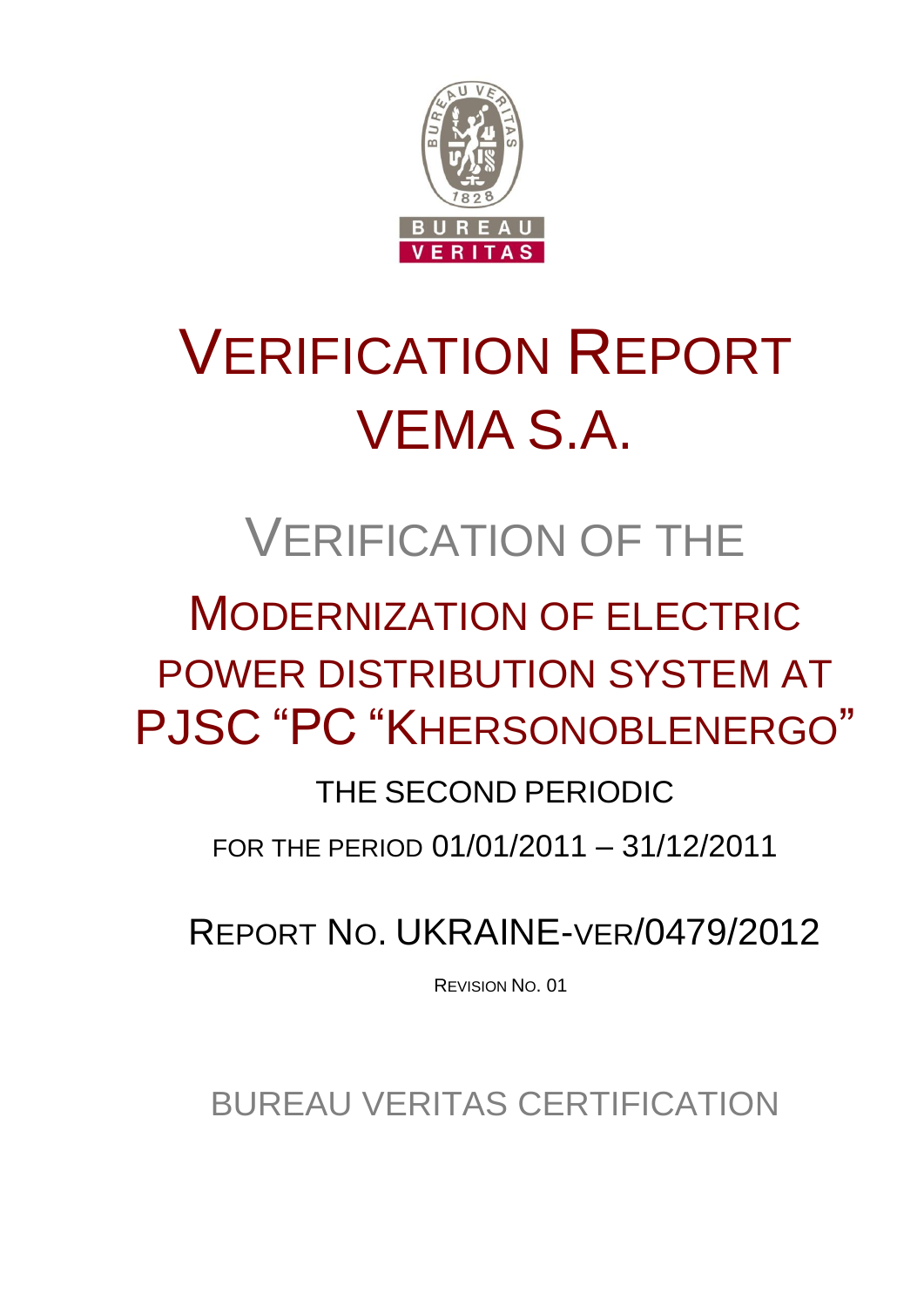# VERIFICATION REPORT
# VEMA S.A.

## VERIFICATION OF THE

## MODERNIZATION OF ELECTRIC POWER DISTRIBUTION SYSTEM AT PJSC "PC "KHERSONOBLENERGO"

THE SECOND PERIODIC

FOR THE PERIOD 01/01/2011 – 31/12/2011

REPORT NO. UKRAINE-VER/0479/2012

REVISION NO. 01

BUREAU VERITAS CERTIFICATION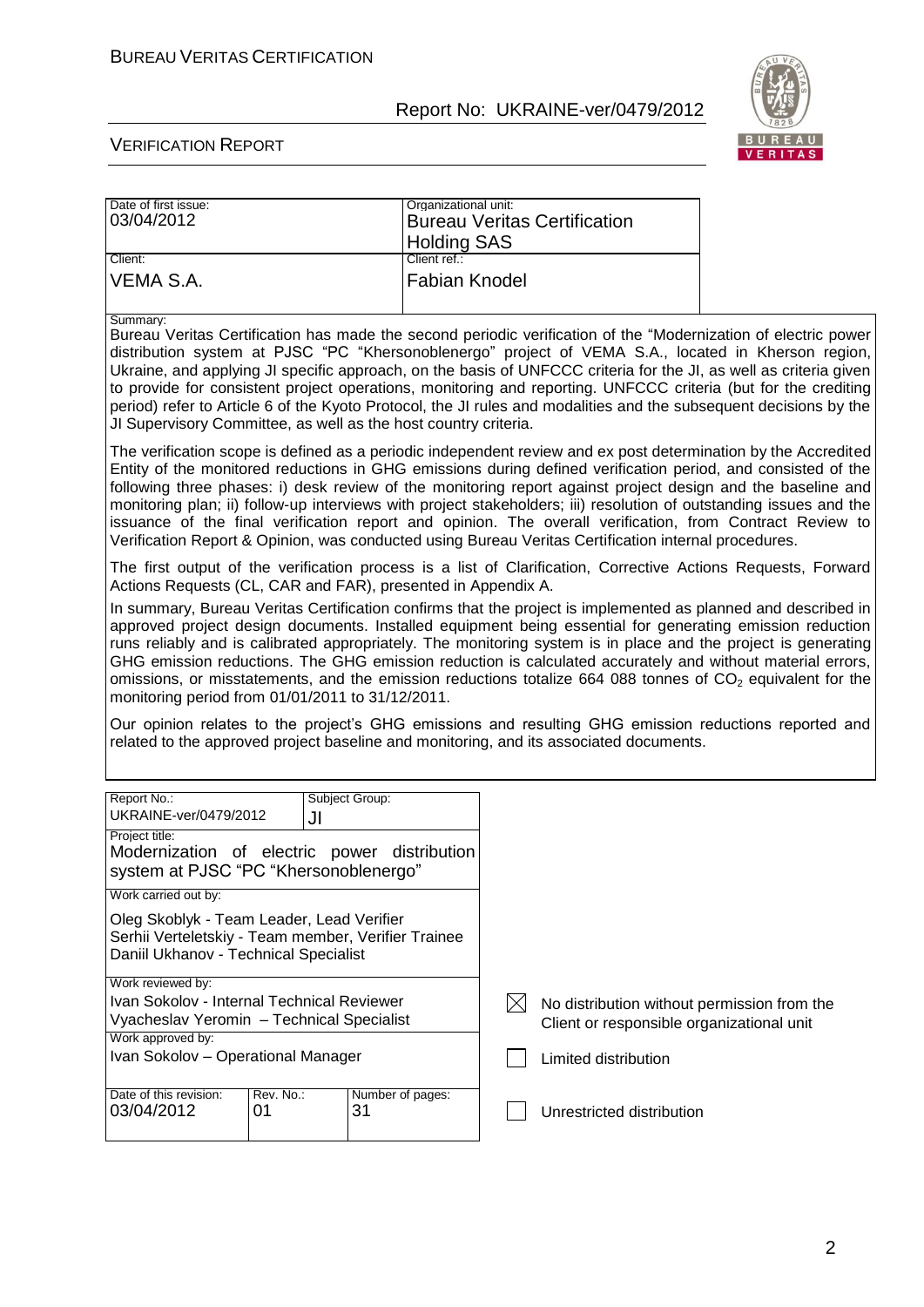| Date of first issue: 03/04/2012 | Organizational unit: Bureau Veritas Certification Holding SAS |
|---|---|
| Client: VEMA S.A. | Client ref.: Fabian Knodel |

Summary:

Bureau Veritas Certification has made the second periodic verification of the "Modernization of electric power distribution system at PJSC "PC "Khersonoblenergo" project of VEMA S.A., located in Kherson region, Ukraine, and applying JI specific approach, on the basis of UNFCCC criteria for the JI, as well as criteria given to provide for consistent project operations, monitoring and reporting. UNFCCC criteria (but for the crediting period) refer to Article 6 of the Kyoto Protocol, the JI rules and modalities and the subsequent decisions by the JI Supervisory Committee, as well as the host country criteria.

The verification scope is defined as a periodic independent review and ex post determination by the Accredited Entity of the monitored reductions in GHG emissions during defined verification period, and consisted of the following three phases: i) desk review of the monitoring report against project design and the baseline and monitoring plan; ii) follow-up interviews with project stakeholders; iii) resolution of outstanding issues and the issuance of the final verification report and opinion. The overall verification, from Contract Review to Verification Report & Opinion, was conducted using Bureau Veritas Certification internal procedures.

The first output of the verification process is a list of Clarification, Corrective Actions Requests, Forward Actions Requests (CL, CAR and FAR), presented in Appendix A.

In summary, Bureau Veritas Certification confirms that the project is implemented as planned and described in approved project design documents. Installed equipment being essential for generating emission reduction runs reliably and is calibrated appropriately. The monitoring system is in place and the project is generating GHG emission reductions. The GHG emission reduction is calculated accurately and without material errors, omissions, or misstatements, and the emission reductions totalize 664 088 tonnes of $CO_2$ equivalent for the monitoring period from 01/01/2011 to 31/12/2011.

Our opinion relates to the project's GHG emissions and resulting GHG emission reductions reported and related to the approved project baseline and monitoring, and its associated documents.

| Report No.: UKRAINE-ver/0479/2012 | Subject Group: JI |
|---|---|
| Project title: Modernization of electric power distribution system at PJSC "PC "Khersonoblenergo" | |
| Work carried out by: Oleg Skoblyk - Team Leader, Lead Verifier; Serhii Verteletskiy - Team member, Verifier Trainee; Daniil Ukhanov - Technical Specialist | |
| Work reviewed by: Ivan Sokolov - Internal Technical Reviewer; Vyacheslav Yeromin – Technical Specialist | |
| Work approved by: Ivan Sokolov – Operational Manager | |
| Date of this revision: 03/04/2012 | Rev. No.: 01 — Number of pages: 31 |

- [x] No distribution without permission from the Client or responsible organizational unit
- [ ] Limited distribution
- [ ] Unrestricted distribution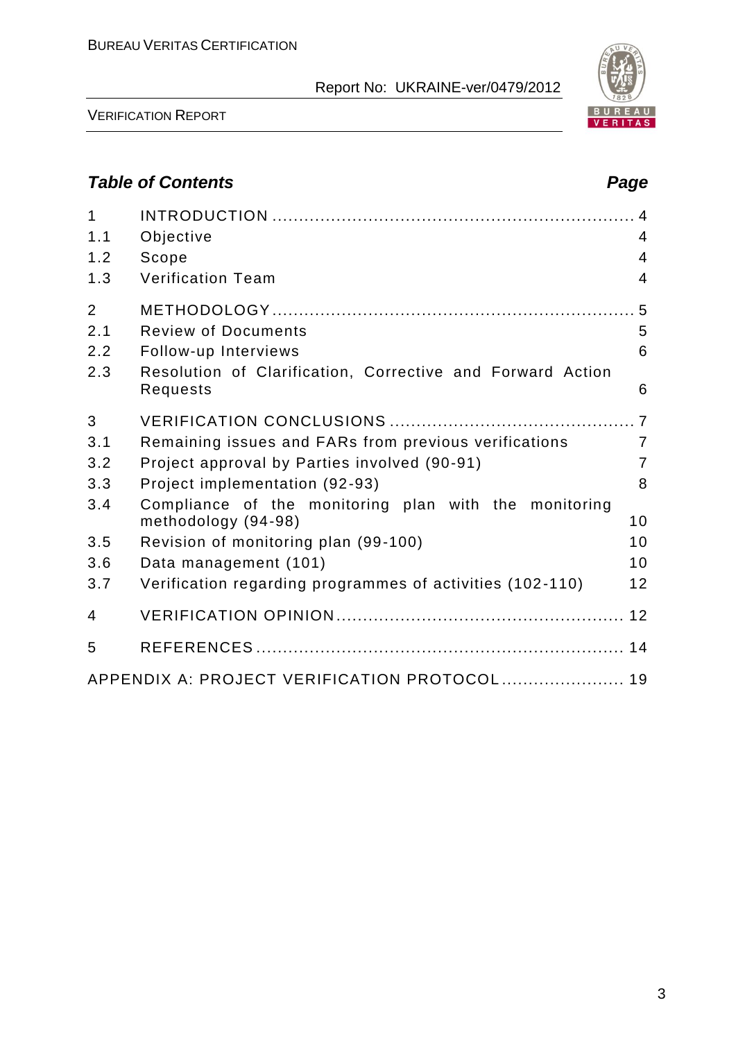## *Table of Contents* *Page*

| | | |
|---|---|---|
| 1 | INTRODUCTION | 4 |
| 1.1 | Objective | 4 |
| 1.2 | Scope | 4 |
| 1.3 | Verification Team | 4 |
| 2 | METHODOLOGY | 5 |
| 2.1 | Review of Documents | 5 |
| 2.2 | Follow-up Interviews | 6 |
| 2.3 | Resolution of Clarification, Corrective and Forward Action Requests | 6 |
| 3 | VERIFICATION CONCLUSIONS | 7 |
| 3.1 | Remaining issues and FARs from previous verifications | 7 |
| 3.2 | Project approval by Parties involved (90-91) | 7 |
| 3.3 | Project implementation (92-93) | 8 |
| 3.4 | Compliance of the monitoring plan with the monitoring methodology (94-98) | 10 |
| 3.5 | Revision of monitoring plan (99-100) | 10 |
| 3.6 | Data management (101) | 10 |
| 3.7 | Verification regarding programmes of activities (102-110) | 12 |
| 4 | VERIFICATION OPINION | 12 |
| 5 | REFERENCES | 14 |
| | APPENDIX A: PROJECT VERIFICATION PROTOCOL | 19 |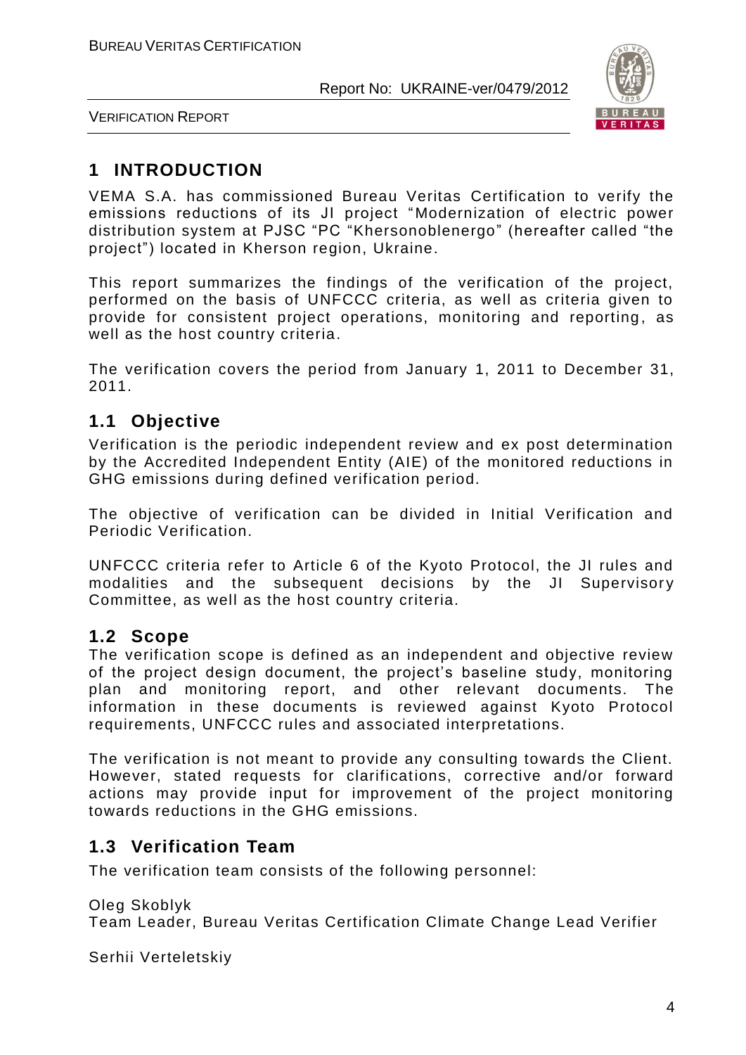# 1 INTRODUCTION

VEMA S.A. has commissioned Bureau Veritas Certification to verify the emissions reductions of its JI project "Modernization of electric power distribution system at PJSC "PC "Khersonoblenergo" (hereafter called "the project") located in Kherson region, Ukraine.

This report summarizes the findings of the verification of the project, performed on the basis of UNFCCC criteria, as well as criteria given to provide for consistent project operations, monitoring and reporting, as well as the host country criteria.

The verification covers the period from January 1, 2011 to December 31, 2011.

## 1.1 Objective

Verification is the periodic independent review and ex post determination by the Accredited Independent Entity (AIE) of the monitored reductions in GHG emissions during defined verification period.

The objective of verification can be divided in Initial Verification and Periodic Verification.

UNFCCC criteria refer to Article 6 of the Kyoto Protocol, the JI rules and modalities and the subsequent decisions by the JI Supervisory Committee, as well as the host country criteria.

## 1.2 Scope

The verification scope is defined as an independent and objective review of the project design document, the project's baseline study, monitoring plan and monitoring report, and other relevant documents. The information in these documents is reviewed against Kyoto Protocol requirements, UNFCCC rules and associated interpretations.

The verification is not meant to provide any consulting towards the Client. However, stated requests for clarifications, corrective and/or forward actions may provide input for improvement of the project monitoring towards reductions in the GHG emissions.

## 1.3 Verification Team

The verification team consists of the following personnel:

Oleg Skoblyk
Team Leader, Bureau Veritas Certification Climate Change Lead Verifier

Serhii Verteletskiy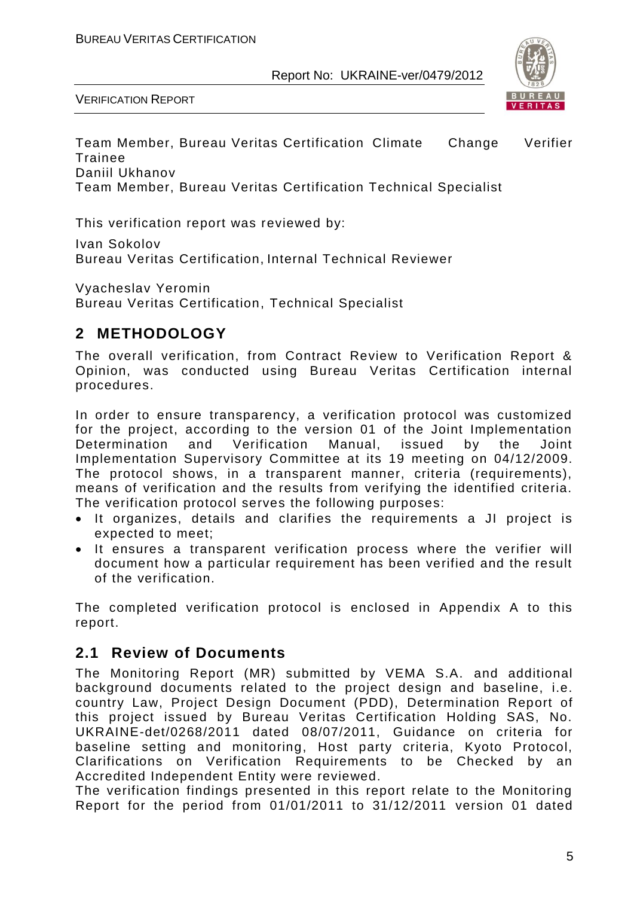Team Member, Bureau Veritas Certification Climate Change Verifier Trainee
Daniil Ukhanov
Team Member, Bureau Veritas Certification Technical Specialist

This verification report was reviewed by:

Ivan Sokolov
Bureau Veritas Certification, Internal Technical Reviewer

Vyacheslav Yeromin
Bureau Veritas Certification, Technical Specialist

## 2 METHODOLOGY

The overall verification, from Contract Review to Verification Report & Opinion, was conducted using Bureau Veritas Certification internal procedures.

In order to ensure transparency, a verification protocol was customized for the project, according to the version 01 of the Joint Implementation Determination and Verification Manual, issued by the Joint Implementation Supervisory Committee at its 19 meeting on 04/12/2009. The protocol shows, in a transparent manner, criteria (requirements), means of verification and the results from verifying the identified criteria. The verification protocol serves the following purposes:

- It organizes, details and clarifies the requirements a JI project is expected to meet;
- It ensures a transparent verification process where the verifier will document how a particular requirement has been verified and the result of the verification.

The completed verification protocol is enclosed in Appendix A to this report.

### 2.1 Review of Documents

The Monitoring Report (MR) submitted by VEMA S.A. and additional background documents related to the project design and baseline, i.e. country Law, Project Design Document (PDD), Determination Report of this project issued by Bureau Veritas Certification Holding SAS, No. UKRAINE-det/0268/2011 dated 08/07/2011, Guidance on criteria for baseline setting and monitoring, Host party criteria, Kyoto Protocol, Clarifications on Verification Requirements to be Checked by an Accredited Independent Entity were reviewed.
The verification findings presented in this report relate to the Monitoring Report for the period from 01/01/2011 to 31/12/2011 version 01 dated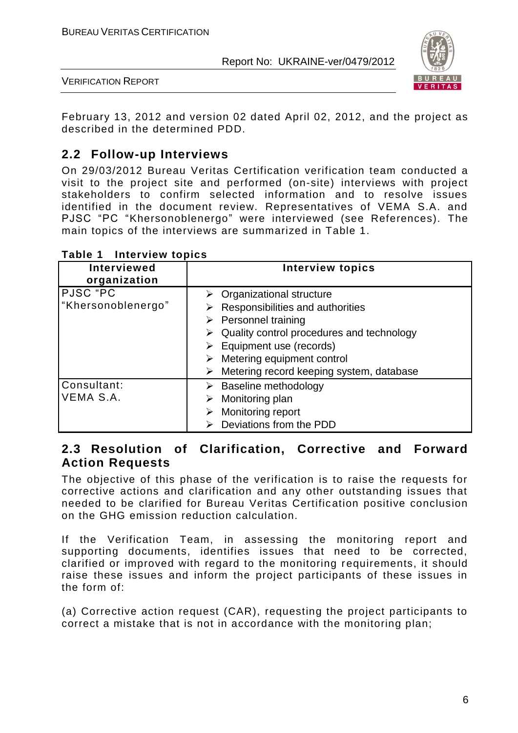February 13, 2012 and version 02 dated April 02, 2012, and the project as described in the determined PDD.

## 2.2 Follow-up Interviews

On 29/03/2012 Bureau Veritas Certification verification team conducted a visit to the project site and performed (on-site) interviews with project stakeholders to confirm selected information and to resolve issues identified in the document review. Representatives of VEMA S.A. and PJSC "PC "Khersonoblenergo" were interviewed (see References). The main topics of the interviews are summarized in Table 1.

**Table 1 Interview topics**

| Interviewed organization | Interview topics |
|---|---|
| PJSC "PC "Khersonoblenergo" | ➢ Organizational structure<br>➢ Responsibilities and authorities<br>➢ Personnel training<br>➢ Quality control procedures and technology<br>➢ Equipment use (records)<br>➢ Metering equipment control<br>➢ Metering record keeping system, database |
| Consultant: VEMA S.A. | ➢ Baseline methodology<br>➢ Monitoring plan<br>➢ Monitoring report<br>➢ Deviations from the PDD |

## 2.3 Resolution of Clarification, Corrective and Forward Action Requests

The objective of this phase of the verification is to raise the requests for corrective actions and clarification and any other outstanding issues that needed to be clarified for Bureau Veritas Certification positive conclusion on the GHG emission reduction calculation.

If the Verification Team, in assessing the monitoring report and supporting documents, identifies issues that need to be corrected, clarified or improved with regard to the monitoring requirements, it should raise these issues and inform the project participants of these issues in the form of:

(a) Corrective action request (CAR), requesting the project participants to correct a mistake that is not in accordance with the monitoring plan;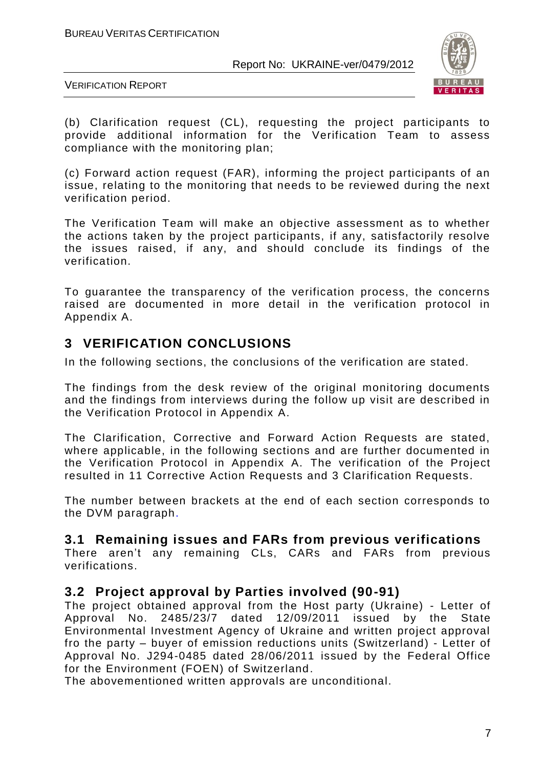(b) Clarification request (CL), requesting the project participants to provide additional information for the Verification Team to assess compliance with the monitoring plan;

(c) Forward action request (FAR), informing the project participants of an issue, relating to the monitoring that needs to be reviewed during the next verification period.

The Verification Team will make an objective assessment as to whether the actions taken by the project participants, if any, satisfactorily resolve the issues raised, if any, and should conclude its findings of the verification.

To guarantee the transparency of the verification process, the concerns raised are documented in more detail in the verification protocol in Appendix A.

# 3 VERIFICATION CONCLUSIONS

In the following sections, the conclusions of the verification are stated.

The findings from the desk review of the original monitoring documents and the findings from interviews during the follow up visit are described in the Verification Protocol in Appendix A.

The Clarification, Corrective and Forward Action Requests are stated, where applicable, in the following sections and are further documented in the Verification Protocol in Appendix A. The verification of the Project resulted in 11 Corrective Action Requests and 3 Clarification Requests.

The number between brackets at the end of each section corresponds to the DVM paragraph.

## 3.1 Remaining issues and FARs from previous verifications

There aren't any remaining CLs, CARs and FARs from previous verifications.

## 3.2 Project approval by Parties involved (90-91)

The project obtained approval from the Host party (Ukraine) - Letter of Approval No. 2485/23/7 dated 12/09/2011 issued by the State Environmental Investment Agency of Ukraine and written project approval fro the party – buyer of emission reductions units (Switzerland) - Letter of Approval No. J294-0485 dated 28/06/2011 issued by the Federal Office for the Environment (FOEN) of Switzerland.

The abovementioned written approvals are unconditional.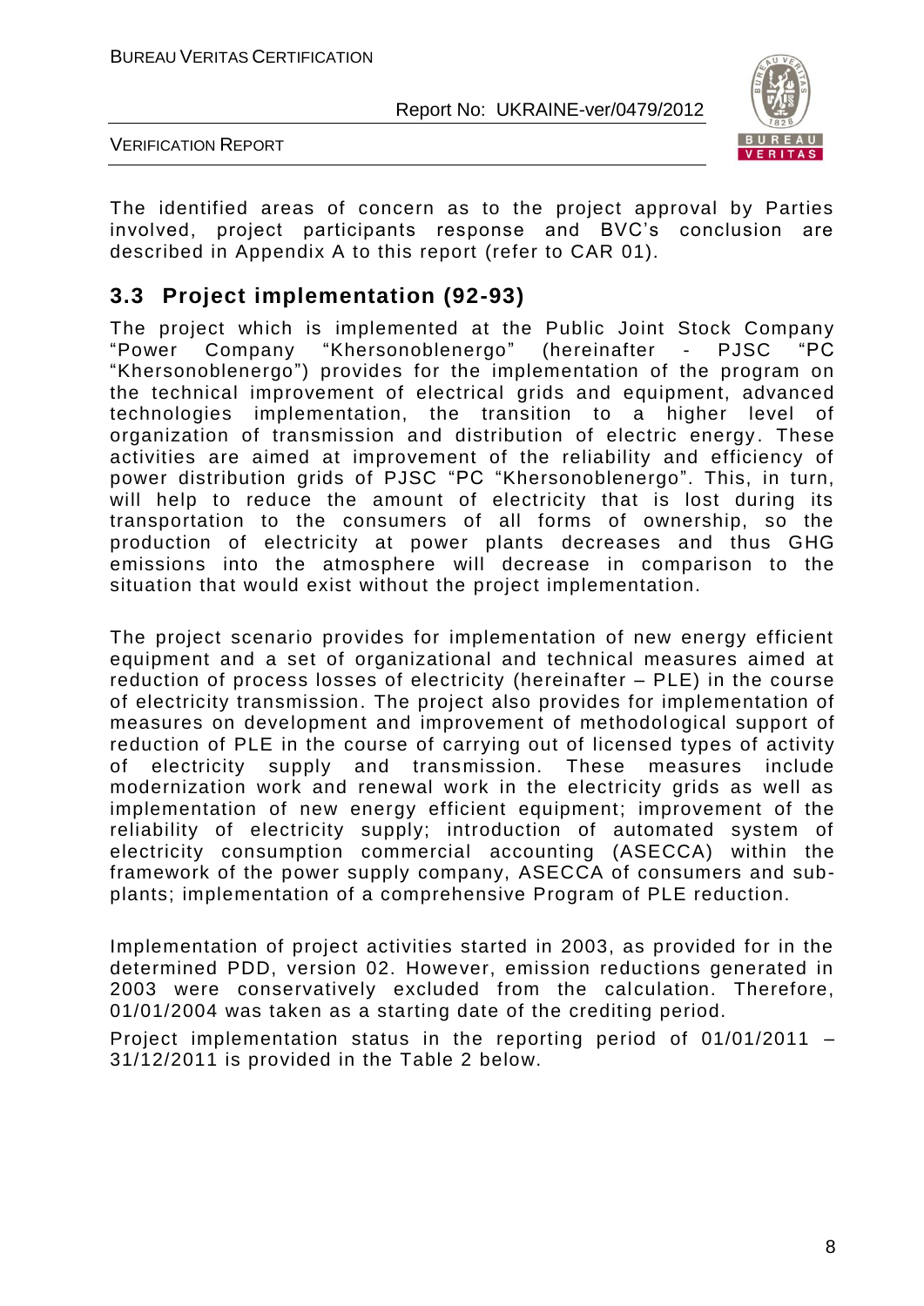The identified areas of concern as to the project approval by Parties involved, project participants response and BVC's conclusion are described in Appendix A to this report (refer to CAR 01).

## 3.3 Project implementation (92-93)

The project which is implemented at the Public Joint Stock Company "Power Company "Khersonoblenergo" (hereinafter - PJSC "PC "Khersonoblenergo") provides for the implementation of the program on the technical improvement of electrical grids and equipment, advanced technologies implementation, the transition to a higher level of organization of transmission and distribution of electric energy. These activities are aimed at improvement of the reliability and efficiency of power distribution grids of PJSC "PC "Khersonoblenergo". This, in turn, will help to reduce the amount of electricity that is lost during its transportation to the consumers of all forms of ownership, so the production of electricity at power plants decreases and thus GHG emissions into the atmosphere will decrease in comparison to the situation that would exist without the project implementation.

The project scenario provides for implementation of new energy efficient equipment and a set of organizational and technical measures aimed at reduction of process losses of electricity (hereinafter – PLE) in the course of electricity transmission. The project also provides for implementation of measures on development and improvement of methodological support of reduction of PLE in the course of carrying out of licensed types of activity of electricity supply and transmission. These measures include modernization work and renewal work in the electricity grids as well as implementation of new energy efficient equipment; improvement of the reliability of electricity supply; introduction of automated system of electricity consumption commercial accounting (ASECCA) within the framework of the power supply company, ASECCA of consumers and sub-plants; implementation of a comprehensive Program of PLE reduction.

Implementation of project activities started in 2003, as provided for in the determined PDD, version 02. However, emission reductions generated in 2003 were conservatively excluded from the calculation. Therefore, 01/01/2004 was taken as a starting date of the crediting period.

Project implementation status in the reporting period of 01/01/2011 – 31/12/2011 is provided in the Table 2 below.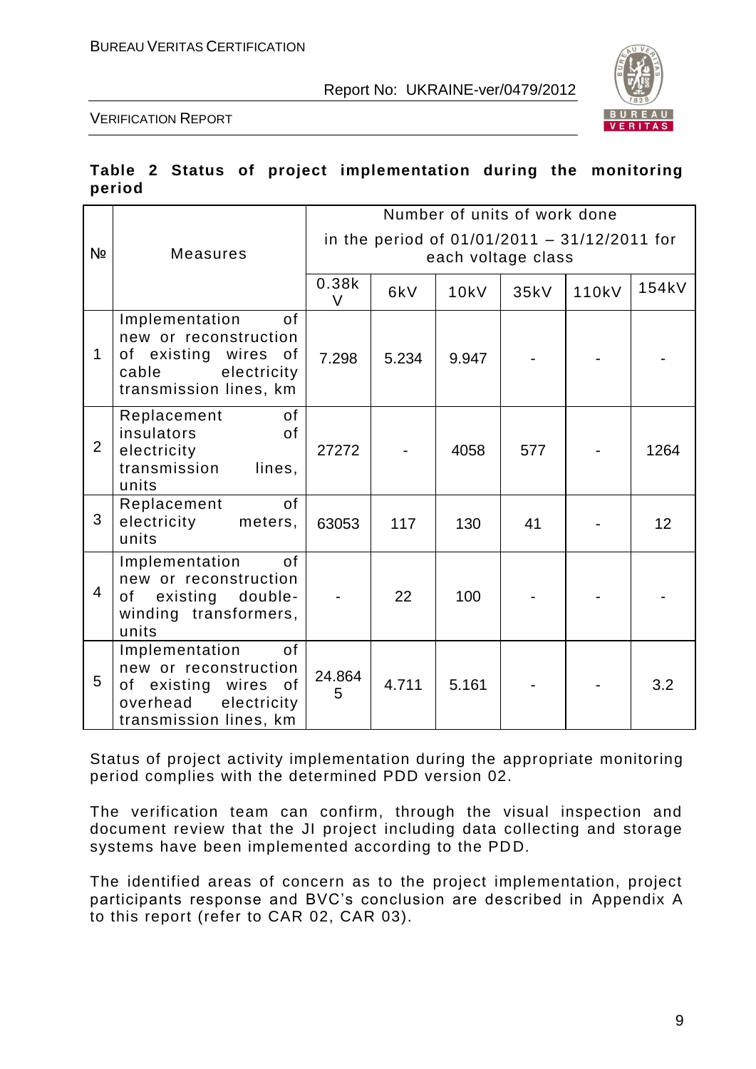**Table 2 Status of project implementation during the monitoring period**

| № | Measures | Number of units of work done in the period of 01/01/2011 – 31/12/2011 for each voltage class | | | | | |
|---|---|---|---|---|---|---|---|
| | | 0.38kV | 6kV | 10kV | 35kV | 110kV | 154kV |
| 1 | Implementation of new or reconstruction of existing wires of cable electricity transmission lines, km | 7.298 | 5.234 | 9.947 | - | - | - |
| 2 | Replacement of insulators of electricity transmission lines, units | 27272 | - | 4058 | 577 | - | 1264 |
| 3 | Replacement of electricity meters, units | 63053 | 117 | 130 | 41 | - | 12 |
| 4 | Implementation of new or reconstruction of existing double-winding transformers, units | - | 22 | 100 | - | - | - |
| 5 | Implementation of new or reconstruction of existing wires of overhead electricity transmission lines, km | 24.8645 | 4.711 | 5.161 | - | - | 3.2 |

Status of project activity implementation during the appropriate monitoring period complies with the determined PDD version 02.

The verification team can confirm, through the visual inspection and document review that the JI project including data collecting and storage systems have been implemented according to the PDD.

The identified areas of concern as to the project implementation, project participants response and BVC's conclusion are described in Appendix A to this report (refer to CAR 02, CAR 03).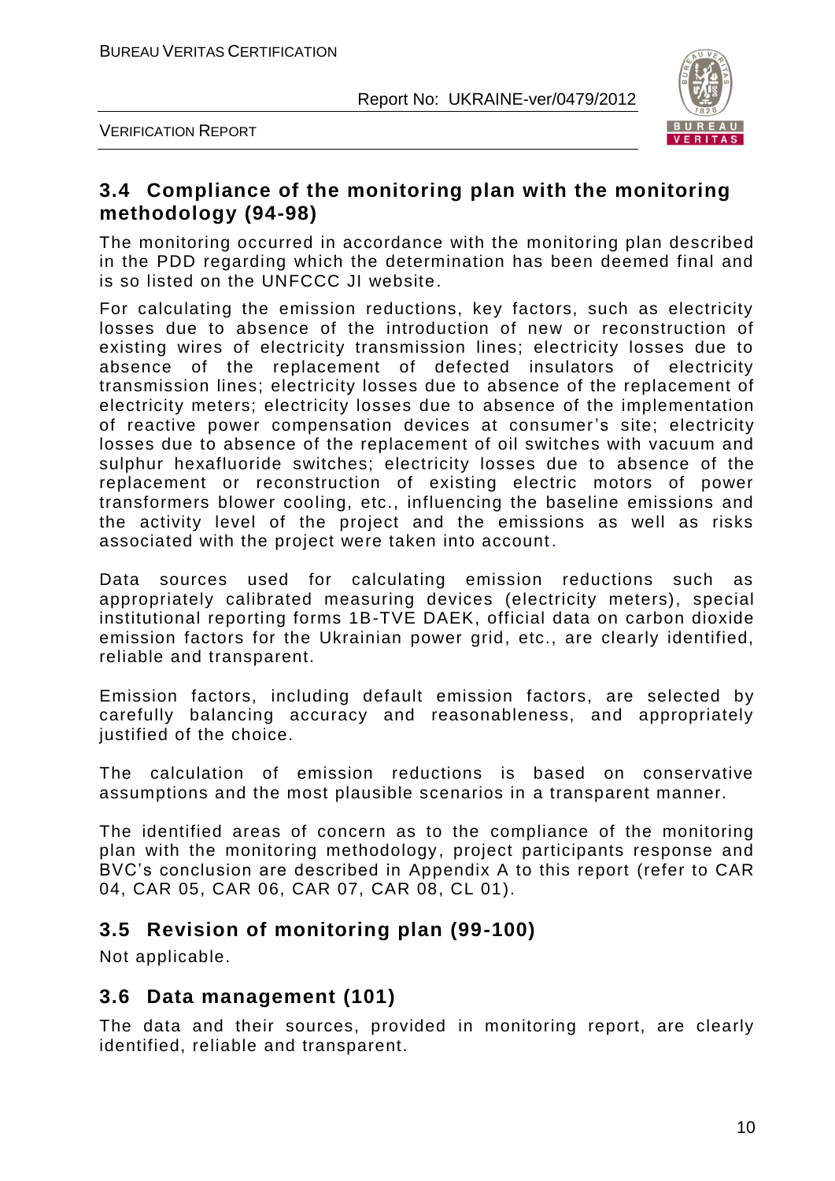## 3.4 Compliance of the monitoring plan with the monitoring methodology (94-98)

The monitoring occurred in accordance with the monitoring plan described in the PDD regarding which the determination has been deemed final and is so listed on the UNFCCC JI website.

For calculating the emission reductions, key factors, such as electricity losses due to absence of the introduction of new or reconstruction of existing wires of electricity transmission lines; electricity losses due to absence of the replacement of defected insulators of electricity transmission lines; electricity losses due to absence of the replacement of electricity meters; electricity losses due to absence of the implementation of reactive power compensation devices at consumer's site; electricity losses due to absence of the replacement of oil switches with vacuum and sulphur hexafluoride switches; electricity losses due to absence of the replacement or reconstruction of existing electric motors of power transformers blower cooling, etc., influencing the baseline emissions and the activity level of the project and the emissions as well as risks associated with the project were taken into account.

Data sources used for calculating emission reductions such as appropriately calibrated measuring devices (electricity meters), special institutional reporting forms 1B-TVE DAEK, official data on carbon dioxide emission factors for the Ukrainian power grid, etc., are clearly identified, reliable and transparent.

Emission factors, including default emission factors, are selected by carefully balancing accuracy and reasonableness, and appropriately justified of the choice.

The calculation of emission reductions is based on conservative assumptions and the most plausible scenarios in a transparent manner.

The identified areas of concern as to the compliance of the monitoring plan with the monitoring methodology, project participants response and BVC's conclusion are described in Appendix A to this report (refer to CAR 04, CAR 05, CAR 06, CAR 07, CAR 08, CL 01).

## 3.5 Revision of monitoring plan (99-100)

Not applicable.

## 3.6 Data management (101)

The data and their sources, provided in monitoring report, are clearly identified, reliable and transparent.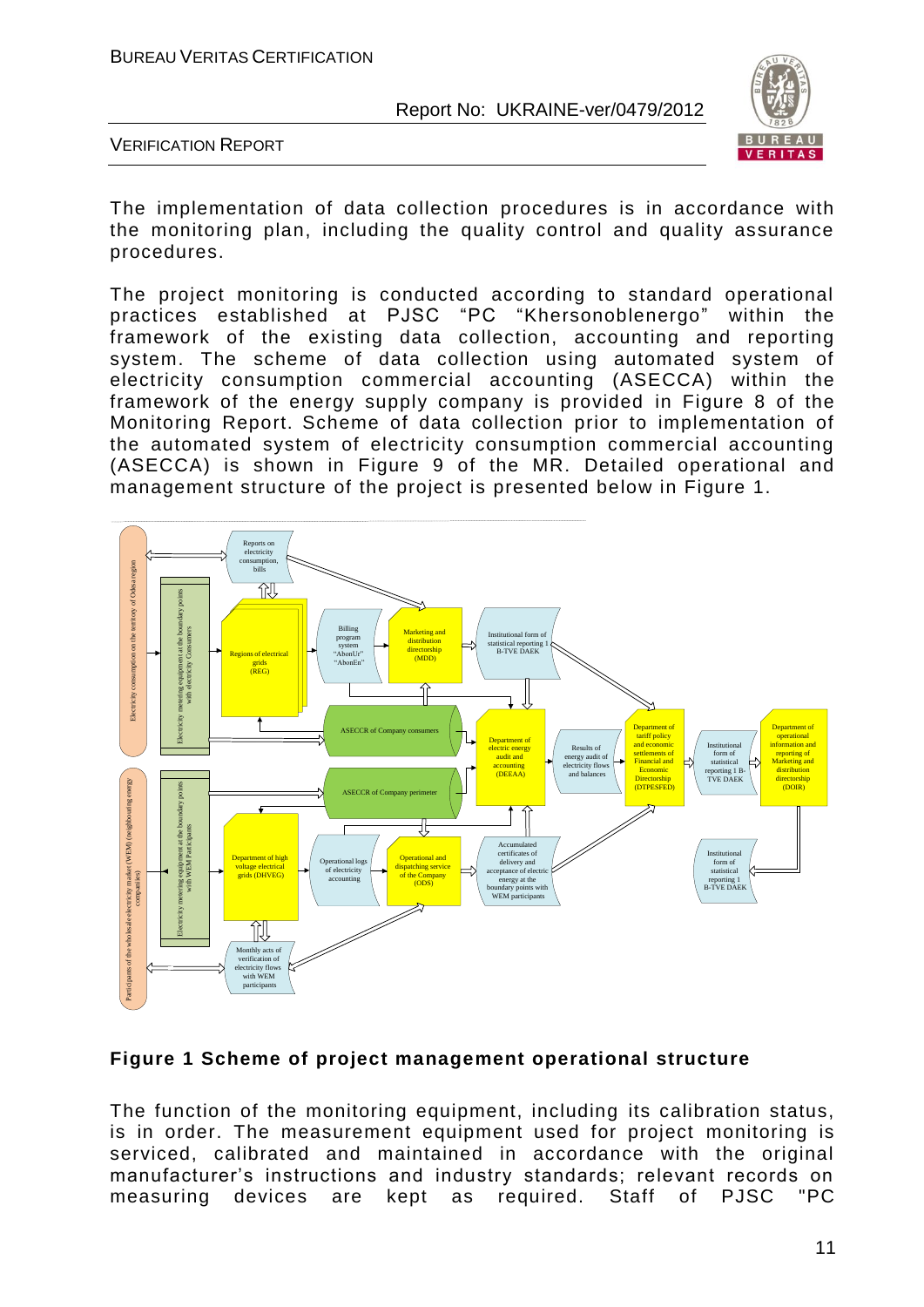The implementation of data collection procedures is in accordance with the monitoring plan, including the quality control and quality assurance procedures.

The project monitoring is conducted according to standard operational practices established at PJSC "PC "Khersonoblenergo" within the framework of the existing data collection, accounting and reporting system. The scheme of data collection using automated system of electricity consumption commercial accounting (ASECCA) within the framework of the energy supply company is provided in Figure 8 of the Monitoring Report. Scheme of data collection prior to implementation of the automated system of electricity consumption commercial accounting (ASECCA) is shown in Figure 9 of the MR. Detailed operational and management structure of the project is presented below in Figure 1.

**Figure 1 Scheme of project management operational structure**

The function of the monitoring equipment, including its calibration status, is in order. The measurement equipment used for project monitoring is serviced, calibrated and maintained in accordance with the original manufacturer's instructions and industry standards; relevant records on measuring devices are kept as required. Staff of PJSC "PC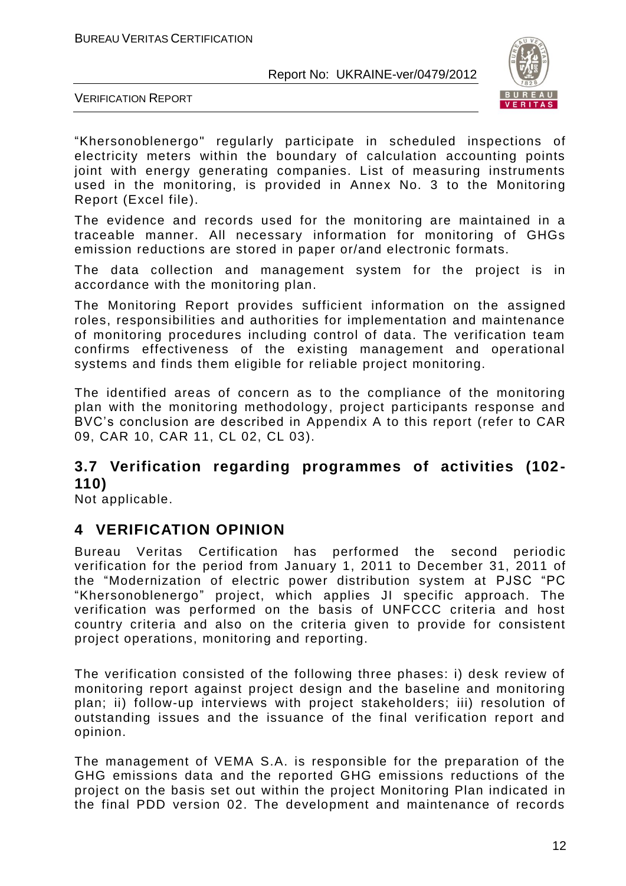"Khersonoblenergo" regularly participate in scheduled inspections of electricity meters within the boundary of calculation accounting points joint with energy generating companies. List of measuring instruments used in the monitoring, is provided in Annex No. 3 to the Monitoring Report (Excel file).

The evidence and records used for the monitoring are maintained in a traceable manner. All necessary information for monitoring of GHGs emission reductions are stored in paper or/and electronic formats.

The data collection and management system for the project is in accordance with the monitoring plan.

The Monitoring Report provides sufficient information on the assigned roles, responsibilities and authorities for implementation and maintenance of monitoring procedures including control of data. The verification team confirms effectiveness of the existing management and operational systems and finds them eligible for reliable project monitoring.

The identified areas of concern as to the compliance of the monitoring plan with the monitoring methodology, project participants response and BVC's conclusion are described in Appendix A to this report (refer to CAR 09, CAR 10, CAR 11, CL 02, CL 03).

### 3.7 Verification regarding programmes of activities (102-110)

Not applicable.

## 4 VERIFICATION OPINION

Bureau Veritas Certification has performed the second periodic verification for the period from January 1, 2011 to December 31, 2011 of the "Modernization of electric power distribution system at PJSC "PC "Khersonoblenergo" project, which applies JI specific approach. The verification was performed on the basis of UNFCCC criteria and host country criteria and also on the criteria given to provide for consistent project operations, monitoring and reporting.

The verification consisted of the following three phases: i) desk review of monitoring report against project design and the baseline and monitoring plan; ii) follow-up interviews with project stakeholders; iii) resolution of outstanding issues and the issuance of the final verification report and opinion.

The management of VEMA S.A. is responsible for the preparation of the GHG emissions data and the reported GHG emissions reductions of the project on the basis set out within the project Monitoring Plan indicated in the final PDD version 02. The development and maintenance of records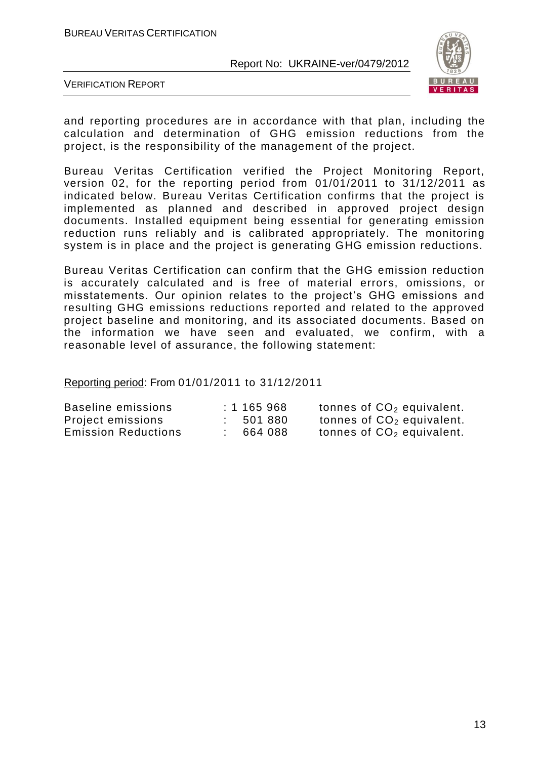and reporting procedures are in accordance with that plan, including the calculation and determination of GHG emission reductions from the project, is the responsibility of the management of the project.

Bureau Veritas Certification verified the Project Monitoring Report, version 02, for the reporting period from 01/01/2011 to 31/12/2011 as indicated below. Bureau Veritas Certification confirms that the project is implemented as planned and described in approved project design documents. Installed equipment being essential for generating emission reduction runs reliably and is calibrated appropriately. The monitoring system is in place and the project is generating GHG emission reductions.

Bureau Veritas Certification can confirm that the GHG emission reduction is accurately calculated and is free of material errors, omissions, or misstatements. Our opinion relates to the project's GHG emissions and resulting GHG emissions reductions reported and related to the approved project baseline and monitoring, and its associated documents. Based on the information we have seen and evaluated, we confirm, with a reasonable level of assurance, the following statement:

Reporting period: From 01/01/2011 to 31/12/2011

| | | |
|---|---|---|
| Baseline emissions | : 1 165 968 | tonnes of $CO_2$ equivalent. |
| Project emissions | : 501 880 | tonnes of $CO_2$ equivalent. |
| Emission Reductions | : 664 088 | tonnes of $CO_2$ equivalent. |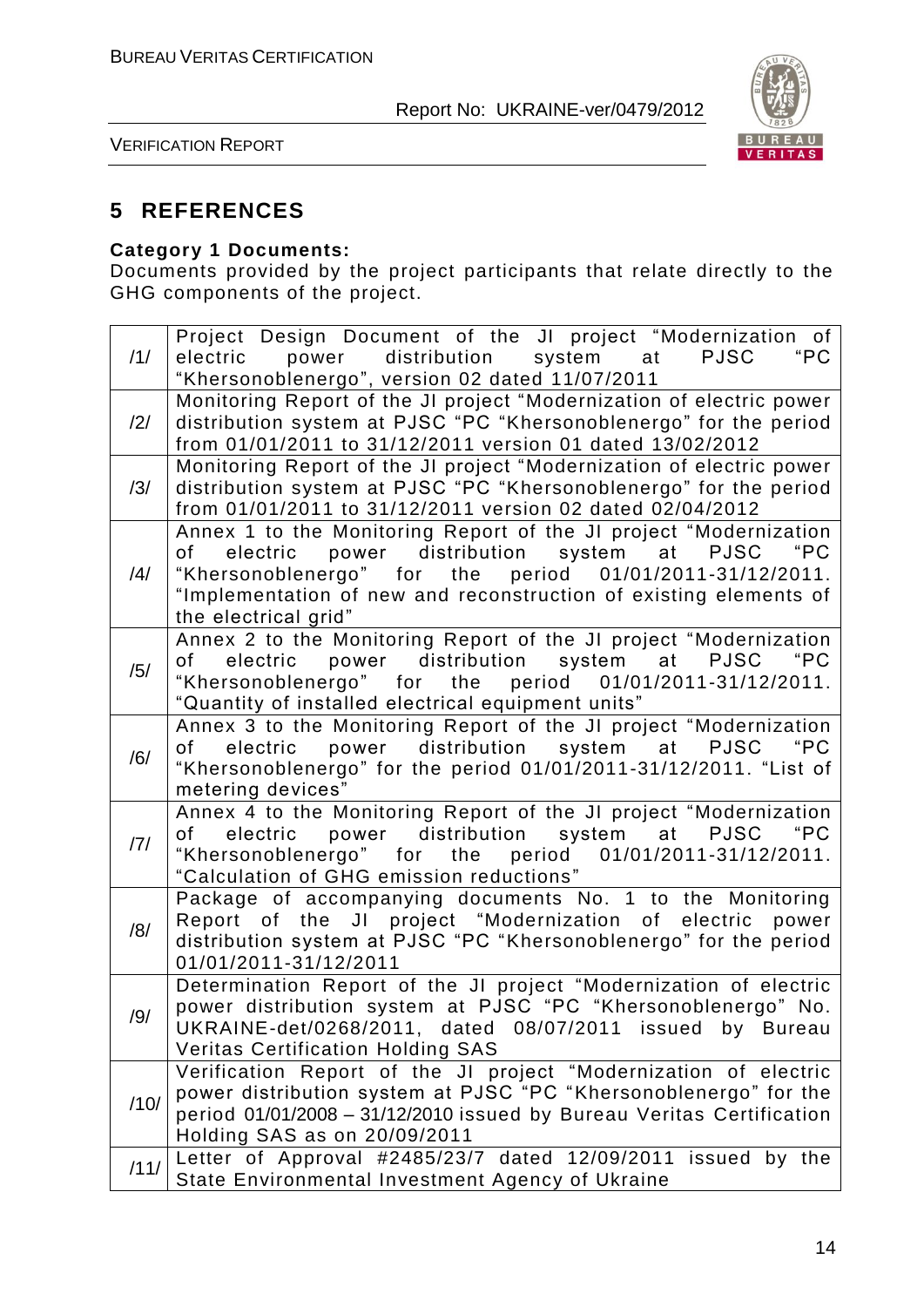## 5 REFERENCES

**Category 1 Documents:**
Documents provided by the project participants that relate directly to the GHG components of the project.

| | |
|---|---|
| /1/ | Project Design Document of the JI project "Modernization of electric power distribution system at PJSC "PC "Khersonoblenergo", version 02 dated 11/07/2011 |
| /2/ | Monitoring Report of the JI project "Modernization of electric power distribution system at PJSC "PC "Khersonoblenergo" for the period from 01/01/2011 to 31/12/2011 version 01 dated 13/02/2012 |
| /3/ | Monitoring Report of the JI project "Modernization of electric power distribution system at PJSC "PC "Khersonoblenergo" for the period from 01/01/2011 to 31/12/2011 version 02 dated 02/04/2012 |
| /4/ | Annex 1 to the Monitoring Report of the JI project "Modernization of electric power distribution system at PJSC "PC "Khersonoblenergo" for the period 01/01/2011-31/12/2011. "Implementation of new and reconstruction of existing elements of the electrical grid" |
| /5/ | Annex 2 to the Monitoring Report of the JI project "Modernization of electric power distribution system at PJSC "PC "Khersonoblenergo" for the period 01/01/2011-31/12/2011. "Quantity of installed electrical equipment units" |
| /6/ | Annex 3 to the Monitoring Report of the JI project "Modernization of electric power distribution system at PJSC "PC "Khersonoblenergo" for the period 01/01/2011-31/12/2011. "List of metering devices" |
| /7/ | Annex 4 to the Monitoring Report of the JI project "Modernization of electric power distribution system at PJSC "PC "Khersonoblenergo" for the period 01/01/2011-31/12/2011. "Calculation of GHG emission reductions" |
| /8/ | Package of accompanying documents No. 1 to the Monitoring Report of the JI project "Modernization of electric power distribution system at PJSC "PC "Khersonoblenergo" for the period 01/01/2011-31/12/2011 |
| /9/ | Determination Report of the JI project "Modernization of electric power distribution system at PJSC "PC "Khersonoblenergo" No. UKRAINE-det/0268/2011, dated 08/07/2011 issued by Bureau Veritas Certification Holding SAS |
| /10/ | Verification Report of the JI project "Modernization of electric power distribution system at PJSC "PC "Khersonoblenergo" for the period 01/01/2008 – 31/12/2010 issued by Bureau Veritas Certification Holding SAS as on 20/09/2011 |
| /11/ | Letter of Approval #2485/23/7 dated 12/09/2011 issued by the State Environmental Investment Agency of Ukraine |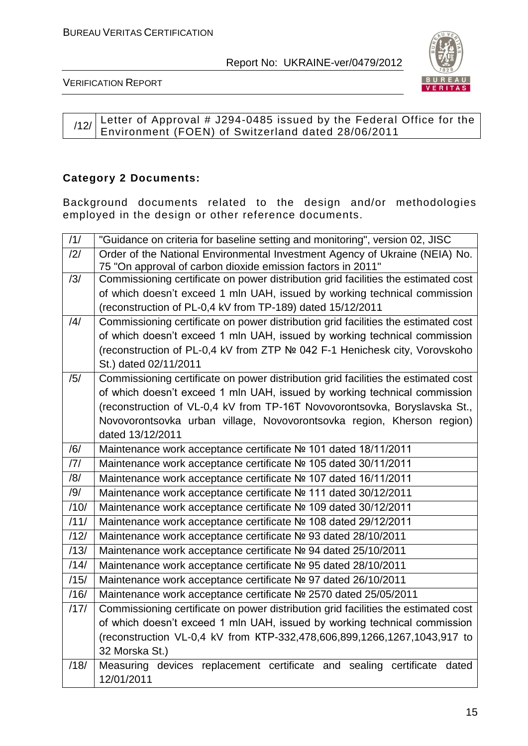| /12/ | Letter of Approval # J294-0485 issued by the Federal Office for the Environment (FOEN) of Switzerland dated 28/06/2011 |
|---|---|

**Category 2 Documents:**

Background documents related to the design and/or methodologies employed in the design or other reference documents.

| /1/ | "Guidance on criteria for baseline setting and monitoring", version 02, JISC |
|---|---|
| /2/ | Order of the National Environmental Investment Agency of Ukraine (NEIA) No. 75 "On approval of carbon dioxide emission factors in 2011" |
| /3/ | Commissioning certificate on power distribution grid facilities the estimated cost of which doesn't exceed 1 mln UAH, issued by working technical commission (reconstruction of PL-0,4 kV from TP-189) dated 15/12/2011 |
| /4/ | Commissioning certificate on power distribution grid facilities the estimated cost of which doesn't exceed 1 mln UAH, issued by working technical commission (reconstruction of PL-0,4 kV from ZTP № 042 F-1 Henichesk city, Vorovskoho St.) dated 02/11/2011 |
| /5/ | Commissioning certificate on power distribution grid facilities the estimated cost of which doesn't exceed 1 mln UAH, issued by working technical commission (reconstruction of VL-0,4 kV from TP-16T Novovorontsovka, Boryslavska St., Novovorontsovka urban village, Novovorontsovka region, Kherson region) dated 13/12/2011 |
| /6/ | Maintenance work acceptance certificate № 101 dated 18/11/2011 |
| /7/ | Maintenance work acceptance certificate № 105 dated 30/11/2011 |
| /8/ | Maintenance work acceptance certificate № 107 dated 16/11/2011 |
| /9/ | Maintenance work acceptance certificate № 111 dated 30/12/2011 |
| /10/ | Maintenance work acceptance certificate № 109 dated 30/12/2011 |
| /11/ | Maintenance work acceptance certificate № 108 dated 29/12/2011 |
| /12/ | Maintenance work acceptance certificate № 93 dated 28/10/2011 |
| /13/ | Maintenance work acceptance certificate № 94 dated 25/10/2011 |
| /14/ | Maintenance work acceptance certificate № 95 dated 28/10/2011 |
| /15/ | Maintenance work acceptance certificate № 97 dated 26/10/2011 |
| /16/ | Maintenance work acceptance certificate № 2570 dated 25/05/2011 |
| /17/ | Commissioning certificate on power distribution grid facilities the estimated cost of which doesn't exceed 1 mln UAH, issued by working technical commission (reconstruction VL-0,4 kV from KTP-332,478,606,899,1266,1267,1043,917 to 32 Morska St.) |
| /18/ | Measuring devices replacement certificate and sealing certificate dated 12/01/2011 |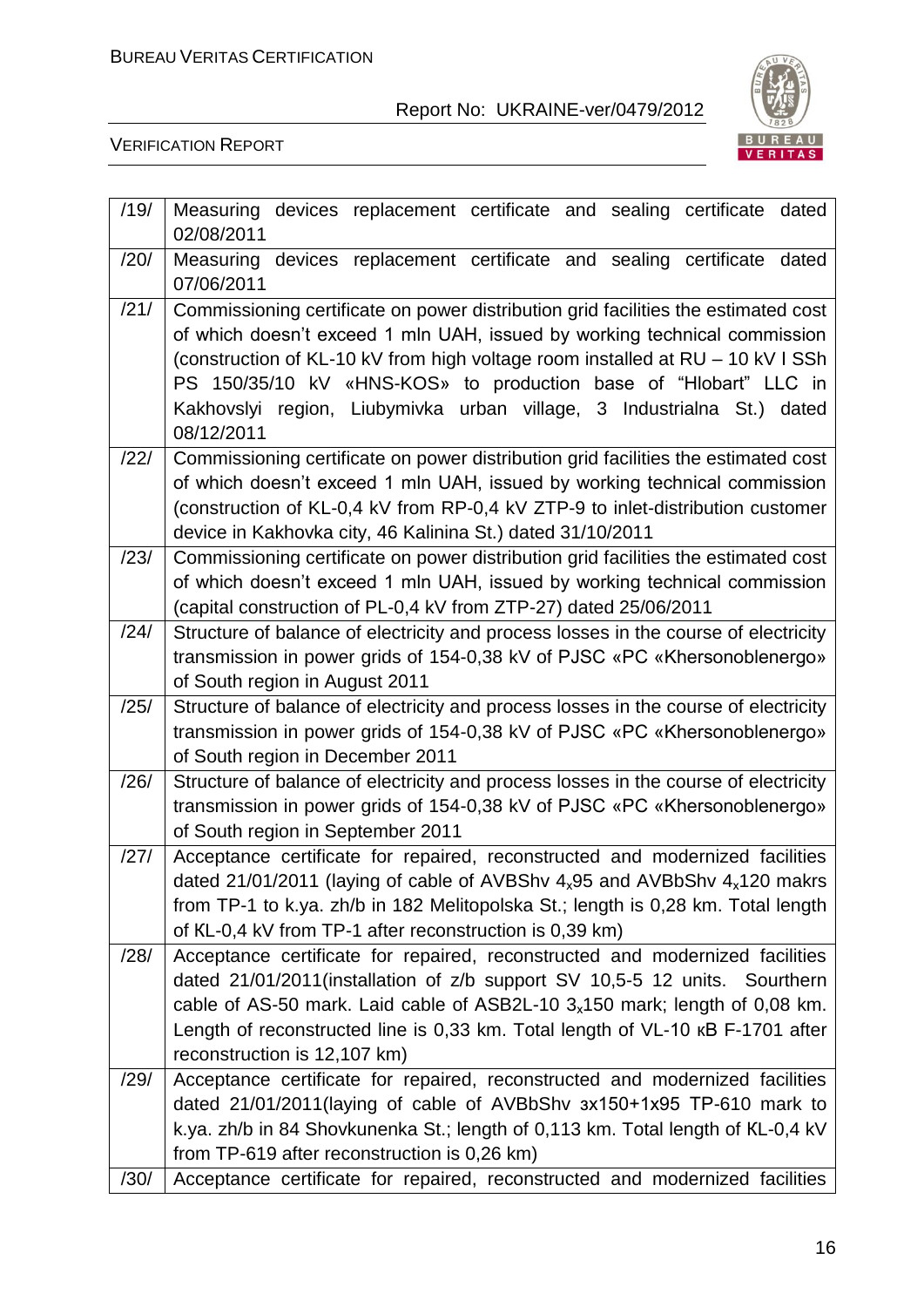| | |
|---|---|
| /19/ | Measuring devices replacement certificate and sealing certificate dated 02/08/2011 |
| /20/ | Measuring devices replacement certificate and sealing certificate dated 07/06/2011 |
| /21/ | Commissioning certificate on power distribution grid facilities the estimated cost of which doesn't exceed 1 mln UAH, issued by working technical commission (construction of KL-10 kV from high voltage room installed at RU – 10 kV I SSh PS 150/35/10 kV «HNS-KOS» to production base of "Hlobart" LLC in Kakhovslyi region, Liubymivka urban village, 3 Industrialna St.) dated 08/12/2011 |
| /22/ | Commissioning certificate on power distribution grid facilities the estimated cost of which doesn't exceed 1 mln UAH, issued by working technical commission (construction of KL-0,4 kV from RP-0,4 kV ZTP-9 to inlet-distribution customer device in Kakhovka city, 46 Kalinina St.) dated 31/10/2011 |
| /23/ | Commissioning certificate on power distribution grid facilities the estimated cost of which doesn't exceed 1 mln UAH, issued by working technical commission (capital construction of PL-0,4 kV from ZTP-27) dated 25/06/2011 |
| /24/ | Structure of balance of electricity and process losses in the course of electricity transmission in power grids of 154-0,38 kV of PJSC «PC «Khersonoblenergo» of South region in August 2011 |
| /25/ | Structure of balance of electricity and process losses in the course of electricity transmission in power grids of 154-0,38 kV of PJSC «PC «Khersonoblenergo» of South region in December 2011 |
| /26/ | Structure of balance of electricity and process losses in the course of electricity transmission in power grids of 154-0,38 kV of PJSC «PC «Khersonoblenergo» of South region in September 2011 |
| /27/ | Acceptance certificate for repaired, reconstructed and modernized facilities dated 21/01/2011 (laying of cable of AVBShv $4_x95$ and AVBbShv $4_x120$ makrs from TP-1 to k.ya. zh/b in 182 Melitopolska St.; length is 0,28 km. Total length of KL-0,4 kV from TP-1 after reconstruction is 0,39 km) |
| /28/ | Acceptance certificate for repaired, reconstructed and modernized facilities dated 21/01/2011(installation of z/b support SV 10,5-5 12 units. Southern cable of AS-50 mark. Laid cable of ASB2L-10 $3_x150$ mark; length of 0,08 km. Length of reconstructed line is 0,33 km. Total length of VL-10 кВ F-1701 after reconstruction is 12,107 km) |
| /29/ | Acceptance certificate for repaired, reconstructed and modernized facilities dated 21/01/2011(laying of cable of AVBbShv з150+1x95 TP-610 mark to k.ya. zh/b in 84 Shovkunenka St.; length of 0,113 km. Total length of KL-0,4 kV from TP-619 after reconstruction is 0,26 km) |
| /30/ | Acceptance certificate for repaired, reconstructed and modernized facilities |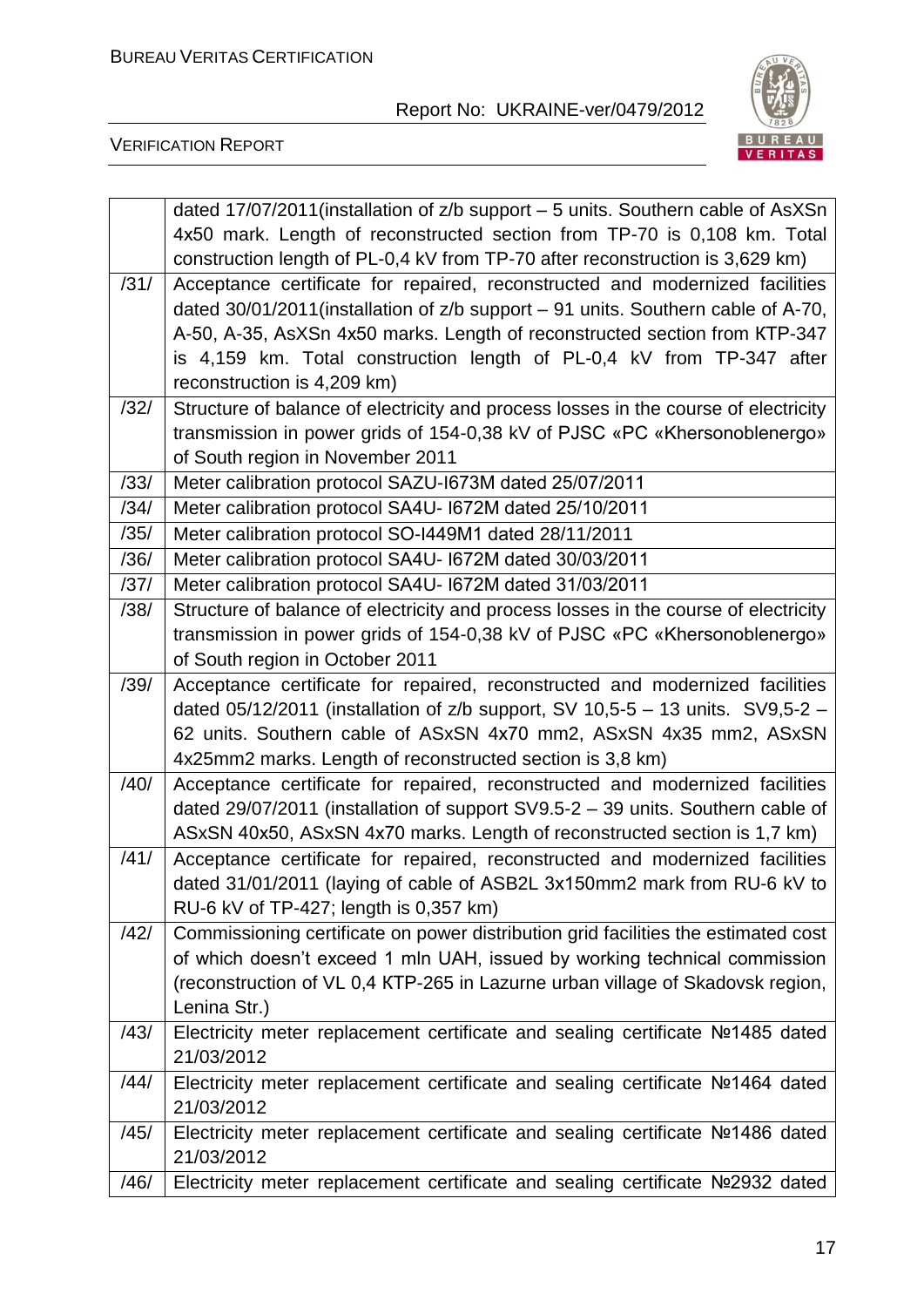| | |
|---|---|
| | dated 17/07/2011(installation of z/b support – 5 units. Southern cable of AsXSn 4x50 mark. Length of reconstructed section from TP-70 is 0,108 km. Total construction length of PL-0,4 kV from TP-70 after reconstruction is 3,629 km) |
| /31/ | Acceptance certificate for repaired, reconstructed and modernized facilities dated 30/01/2011(installation of z/b support – 91 units. Southern cable of A-70, A-50, A-35, AsXSn 4x50 marks. Length of reconstructed section from KTP-347 is 4,159 km. Total construction length of PL-0,4 kV from TP-347 after reconstruction is 4,209 km) |
| /32/ | Structure of balance of electricity and process losses in the course of electricity transmission in power grids of 154-0,38 kV of PJSC «PC «Khersonoblenergo» of South region in November 2011 |
| /33/ | Meter calibration protocol SAZU-I673M dated 25/07/2011 |
| /34/ | Meter calibration protocol SA4U- I672M dated 25/10/2011 |
| /35/ | Meter calibration protocol SO-I449M1 dated 28/11/2011 |
| /36/ | Meter calibration protocol SA4U- I672M dated 30/03/2011 |
| /37/ | Meter calibration protocol SA4U- I672M dated 31/03/2011 |
| /38/ | Structure of balance of electricity and process losses in the course of electricity transmission in power grids of 154-0,38 kV of PJSC «PC «Khersonoblenergo» of South region in October 2011 |
| /39/ | Acceptance certificate for repaired, reconstructed and modernized facilities dated 05/12/2011 (installation of z/b support, SV 10,5-5 – 13 units. SV9,5-2 – 62 units. Southern cable of ASxSN 4x70 mm2, ASxSN 4x35 mm2, ASxSN 4x25mm2 marks. Length of reconstructed section is 3,8 km) |
| /40/ | Acceptance certificate for repaired, reconstructed and modernized facilities dated 29/07/2011 (installation of support SV9.5-2 – 39 units. Southern cable of ASxSN 40x50, ASxSN 4x70 marks. Length of reconstructed section is 1,7 km) |
| /41/ | Acceptance certificate for repaired, reconstructed and modernized facilities dated 31/01/2011 (laying of cable of ASB2L 3x150mm2 mark from RU-6 kV to RU-6 kV of TP-427; length is 0,357 km) |
| /42/ | Commissioning certificate on power distribution grid facilities the estimated cost of which doesn't exceed 1 mln UAH, issued by working technical commission (reconstruction of VL 0,4 KTP-265 in Lazurne urban village of Skadovsk region, Lenina Str.) |
| /43/ | Electricity meter replacement certificate and sealing certificate №1485 dated 21/03/2012 |
| /44/ | Electricity meter replacement certificate and sealing certificate №1464 dated 21/03/2012 |
| /45/ | Electricity meter replacement certificate and sealing certificate №1486 dated 21/03/2012 |
| /46/ | Electricity meter replacement certificate and sealing certificate №2932 dated |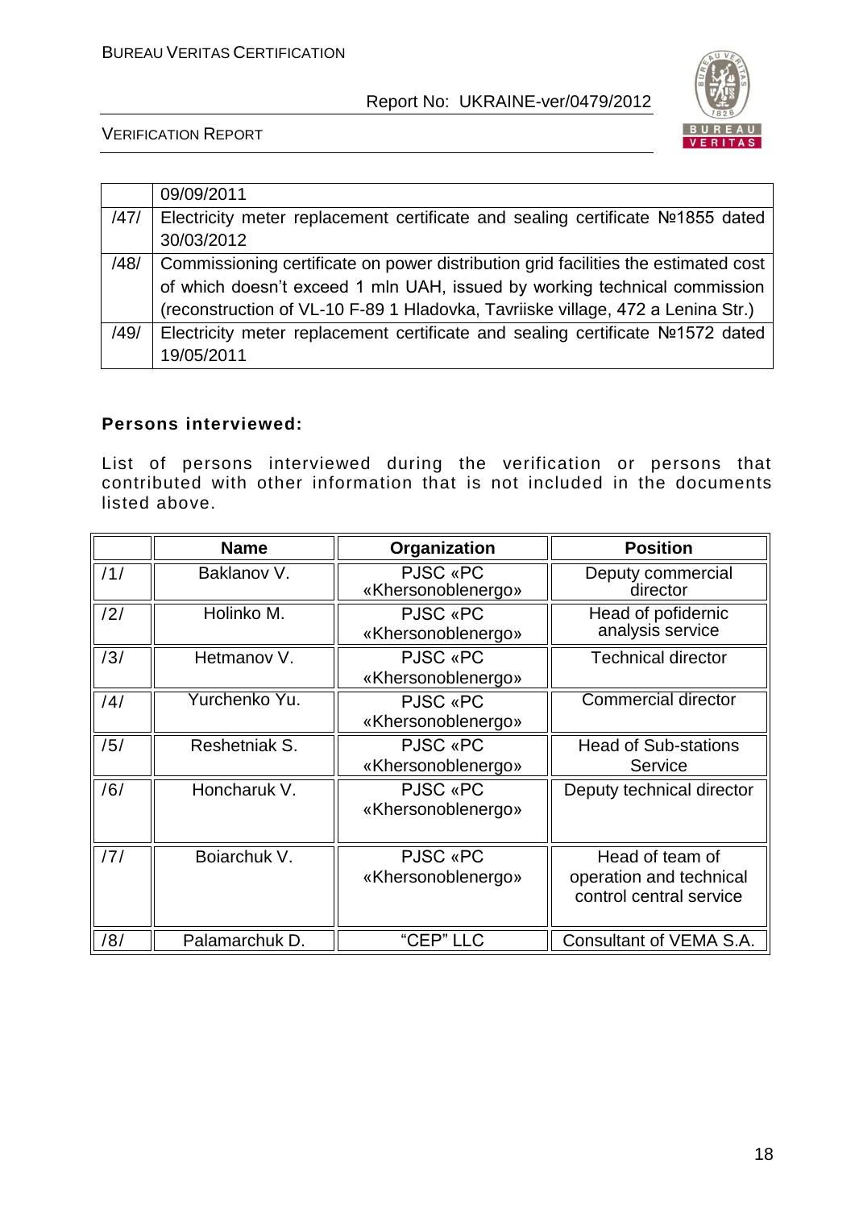| | |
|---|---|
| | 09/09/2011 |
| /47/ | Electricity meter replacement certificate and sealing certificate №1855 dated 30/03/2012 |
| /48/ | Commissioning certificate on power distribution grid facilities the estimated cost of which doesn't exceed 1 mln UAH, issued by working technical commission (reconstruction of VL-10 F-89 1 Hladovka, Tavriiske village, 472 a Lenina Str.) |
| /49/ | Electricity meter replacement certificate and sealing certificate №1572 dated 19/05/2011 |

**Persons interviewed:**

List of persons interviewed during the verification or persons that contributed with other information that is not included in the documents listed above.

| | Name | Organization | Position |
|---|---|---|---|
| /1/ | Baklanov V. | PJSC «PC «Khersonoblenergo» | Deputy commercial director |
| /2/ | Holinko M. | PJSC «PC «Khersonoblenergo» | Head of pofidernic analysis service |
| /3/ | Hetmanov V. | PJSC «PC «Khersonoblenergo» | Technical director |
| /4/ | Yurchenko Yu. | PJSC «PC «Khersonoblenergo» | Commercial director |
| /5/ | Reshetniak S. | PJSC «PC «Khersonoblenergo» | Head of Sub-stations Service |
| /6/ | Honcharuk V. | PJSC «PC «Khersonoblenergo» | Deputy technical director |
| /7/ | Boiarchuk V. | PJSC «PC «Khersonoblenergo» | Head of team of operation and technical control central service |
| /8/ | Palamarchuk D. | "CEP" LLC | Consultant of VEMA S.A. |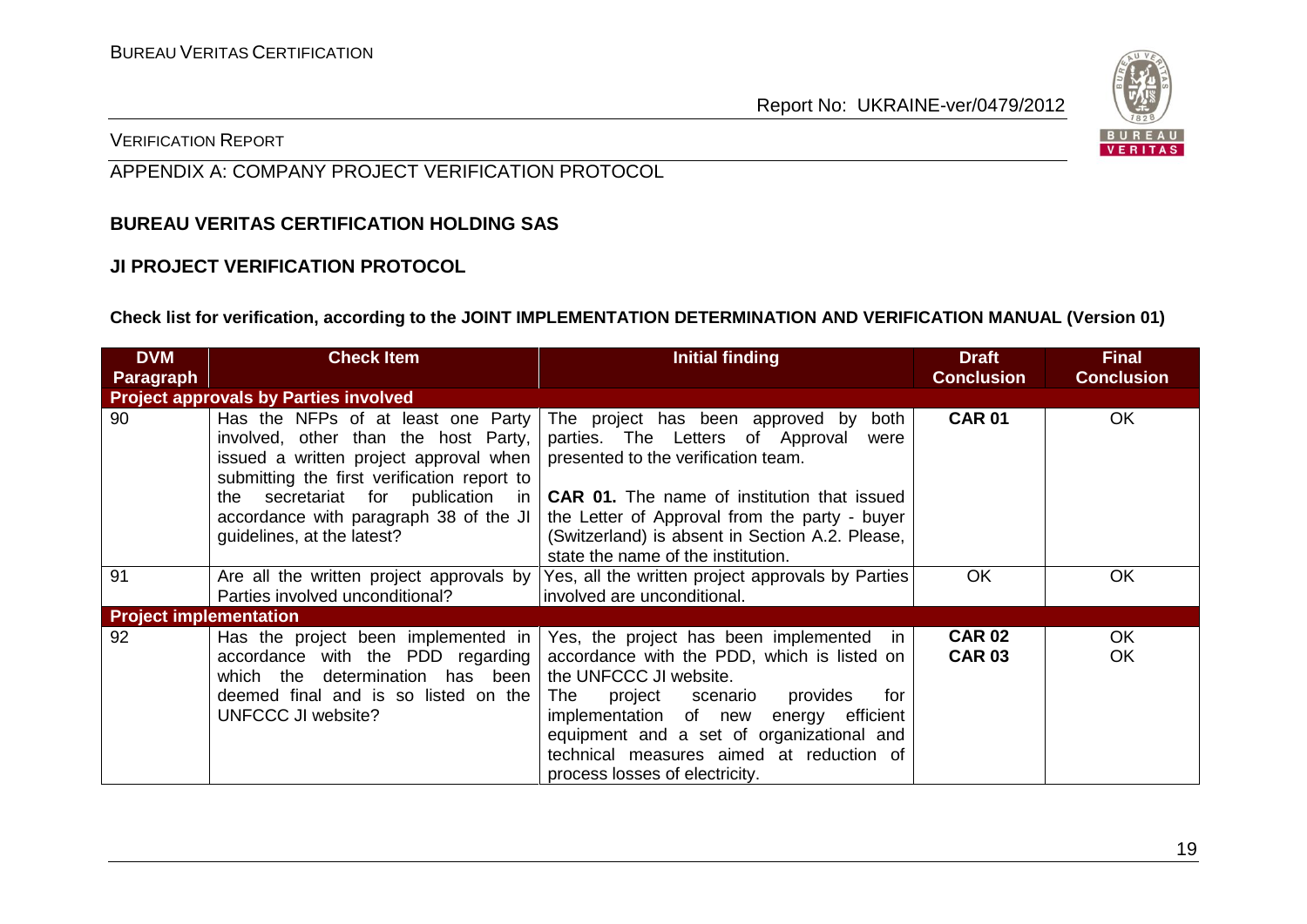APPENDIX A: COMPANY PROJECT VERIFICATION PROTOCOL

**BUREAU VERITAS CERTIFICATION HOLDING SAS**

**JI PROJECT VERIFICATION PROTOCOL**

**Check list for verification, according to the JOINT IMPLEMENTATION DETERMINATION AND VERIFICATION MANUAL (Version 01)**

| DVM Paragraph | Check Item | Initial finding | Draft Conclusion | Final Conclusion |
|---|---|---|---|---|
| **Project approvals by Parties involved** | | | | |
| 90 | Has the NFPs of at least one Party involved, other than the host Party, issued a written project approval when submitting the first verification report to the secretariat for publication in accordance with paragraph 38 of the JI guidelines, at the latest? | The project has been approved by both parties. The Letters of Approval were presented to the verification team.<br><br>**CAR 01.** The name of institution that issued the Letter of Approval from the party - buyer (Switzerland) is absent in Section A.2. Please, state the name of the institution. | **CAR 01** | OK |
| 91 | Are all the written project approvals by Parties involved unconditional? | Yes, all the written project approvals by Parties involved are unconditional. | OK | OK |
| **Project implementation** | | | | |
| 92 | Has the project been implemented in accordance with the PDD regarding which the determination has been deemed final and is so listed on the UNFCCC JI website? | Yes, the project has been implemented in accordance with the PDD, which is listed on the UNFCCC JI website.<br>The project scenario provides for implementation of new energy efficient equipment and a set of organizational and technical measures aimed at reduction of process losses of electricity. | **CAR 02**<br>**CAR 03** | OK<br>OK |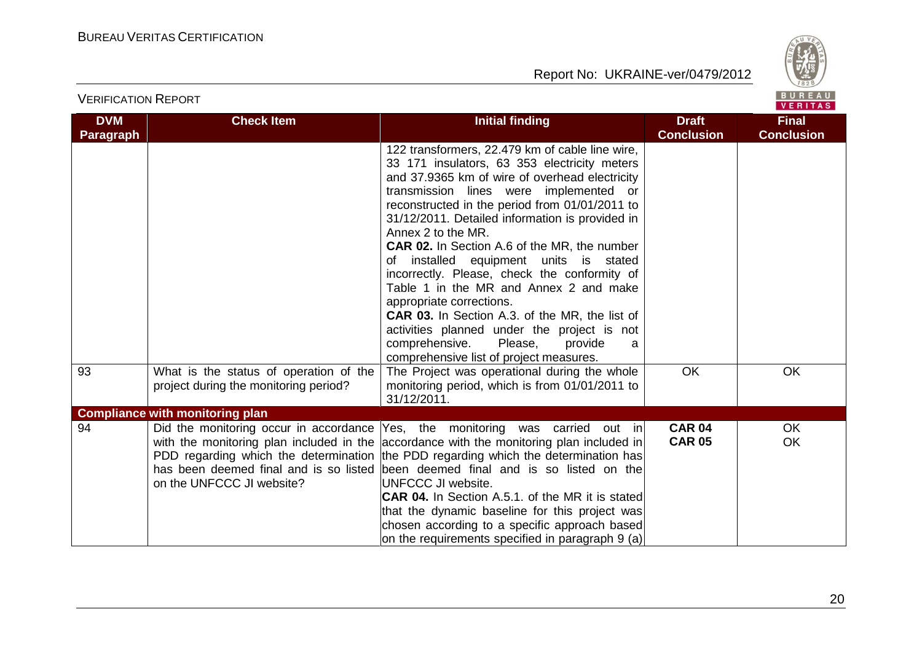| DVM Paragraph | Check Item | Initial finding | Draft Conclusion | Final Conclusion |
|---|---|---|---|---|
| | | 122 transformers, 22.479 km of cable line wire, 33 171 insulators, 63 353 electricity meters and 37.9365 km of wire of overhead electricity transmission lines were implemented or reconstructed in the period from 01/01/2011 to 31/12/2011. Detailed information is provided in Annex 2 to the MR.<br>**CAR 02.** In Section A.6 of the MR, the number of installed equipment units is stated incorrectly. Please, check the conformity of Table 1 in the MR and Annex 2 and make appropriate corrections.<br>**CAR 03.** In Section A.3. of the MR, the list of activities planned under the project is not comprehensive. Please, provide a comprehensive list of project measures. | | |
| 93 | What is the status of operation of the project during the monitoring period? | The Project was operational during the whole monitoring period, which is from 01/01/2011 to 31/12/2011. | OK | OK |
| **Compliance with monitoring plan** | | | | |
| 94 | Did the monitoring occur in accordance with the monitoring plan included in the PDD regarding which the determination has been deemed final and is so listed on the UNFCCC JI website? | Yes, the monitoring was carried out in accordance with the monitoring plan included in the PDD regarding which the determination has been deemed final and is so listed on the UNFCCC JI website.<br>**CAR 04.** In Section A.5.1. of the MR it is stated that the dynamic baseline for this project was chosen according to a specific approach based on the requirements specified in paragraph 9 (a) | **CAR 04**<br>**CAR 05** | OK<br>OK |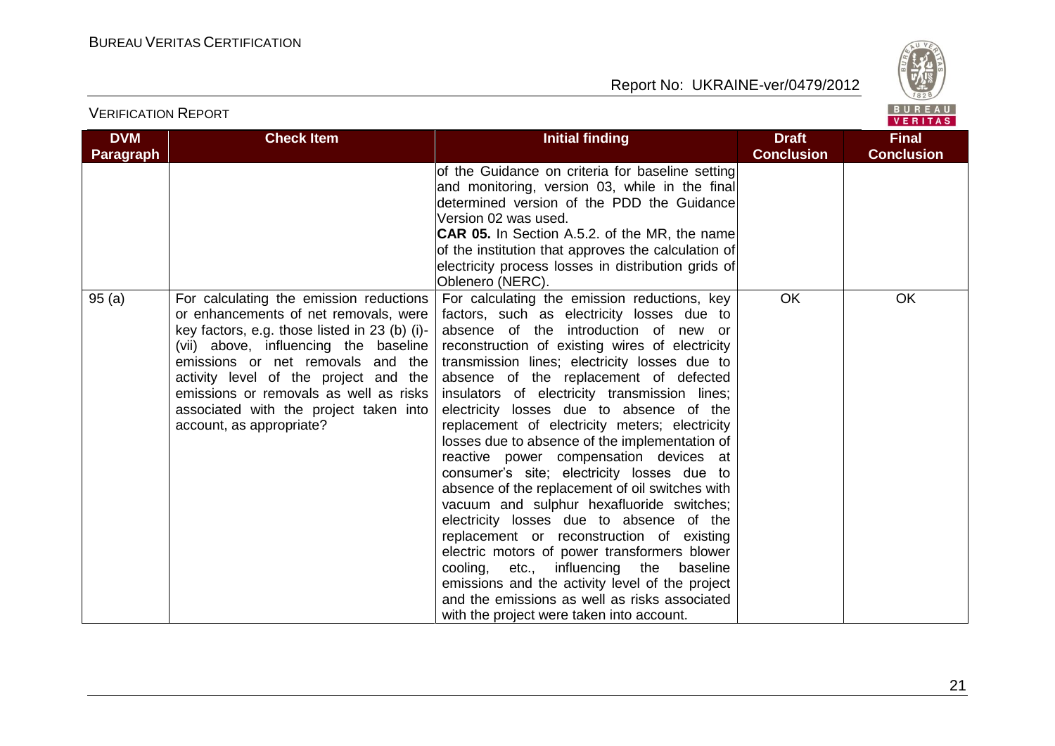| DVM Paragraph | Check Item | Initial finding | Draft Conclusion | Final Conclusion |
|---|---|---|---|---|
| | | of the Guidance on criteria for baseline setting and monitoring, version 03, while in the final determined version of the PDD the Guidance Version 02 was used.<br>**CAR 05.** In Section A.5.2. of the MR, the name of the institution that approves the calculation of electricity process losses in distribution grids of Oblenero (NERC). | | |
| 95 (a) | For calculating the emission reductions or enhancements of net removals, were key factors, e.g. those listed in 23 (b) (i)-(vii) above, influencing the baseline emissions or net removals and the activity level of the project and the emissions or removals as well as risks associated with the project taken into account, as appropriate? | For calculating the emission reductions, key factors, such as electricity losses due to absence of the introduction of new or reconstruction of existing wires of electricity transmission lines; electricity losses due to absence of the replacement of defected insulators of electricity transmission lines; electricity losses due to absence of the replacement of electricity meters; electricity losses due to absence of the implementation of reactive power compensation devices at consumer's site; electricity losses due to absence of the replacement of oil switches with vacuum and sulphur hexafluoride switches; electricity losses due to absence of the replacement or reconstruction of existing electric motors of power transformers blower cooling, etc., influencing the baseline emissions and the activity level of the project and the emissions as well as risks associated with the project were taken into account. | OK | OK |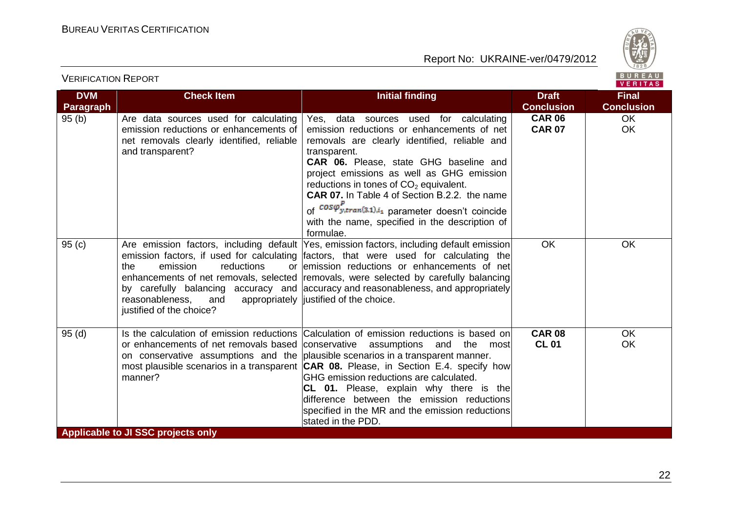| DVM Paragraph | Check Item | Initial finding | Draft Conclusion | Final Conclusion |
|---|---|---|---|---|
| 95 (b) | Are data sources used for calculating emission reductions or enhancements of net removals clearly identified, reliable and transparent? | Yes, data sources used for calculating emission reductions or enhancements of net removals are clearly identified, reliable and transparent. **CAR 06.** Please, state GHG baseline and project emissions as well as GHG emission reductions in tones of $CO_2$ equivalent. **CAR 07.** In Table 4 of Section B.2.2. the name of $cos\varphi^{p}_{y,tran(3.1),i_1}$ parameter doesn't coincide with the name, specified in the description of formulae. | **CAR 06** **CAR 07** | OK OK |
| 95 (c) | Are emission factors, including default emission factors, if used for calculating the emission reductions or enhancements of net removals, selected by carefully balancing accuracy and reasonableness, and appropriately justified of the choice? | Yes, emission factors, including default emission factors, that were used for calculating the emission reductions or enhancements of net removals, were selected by carefully balancing accuracy and reasonableness, and appropriately justified of the choice. | OK | OK |
| 95 (d) | Is the calculation of emission reductions or enhancements of net removals based on conservative assumptions and the most plausible scenarios in a transparent manner? | Calculation of emission reductions is based on conservative assumptions and the most plausible scenarios in a transparent manner. **CAR 08.** Please, in Section E.4. specify how GHG emission reductions are calculated. **CL 01.** Please, explain why there is the difference between the emission reductions specified in the MR and the emission reductions stated in the PDD. | **CAR 08** **CL 01** | OK OK |
| **Applicable to JI SSC projects only** | | | | |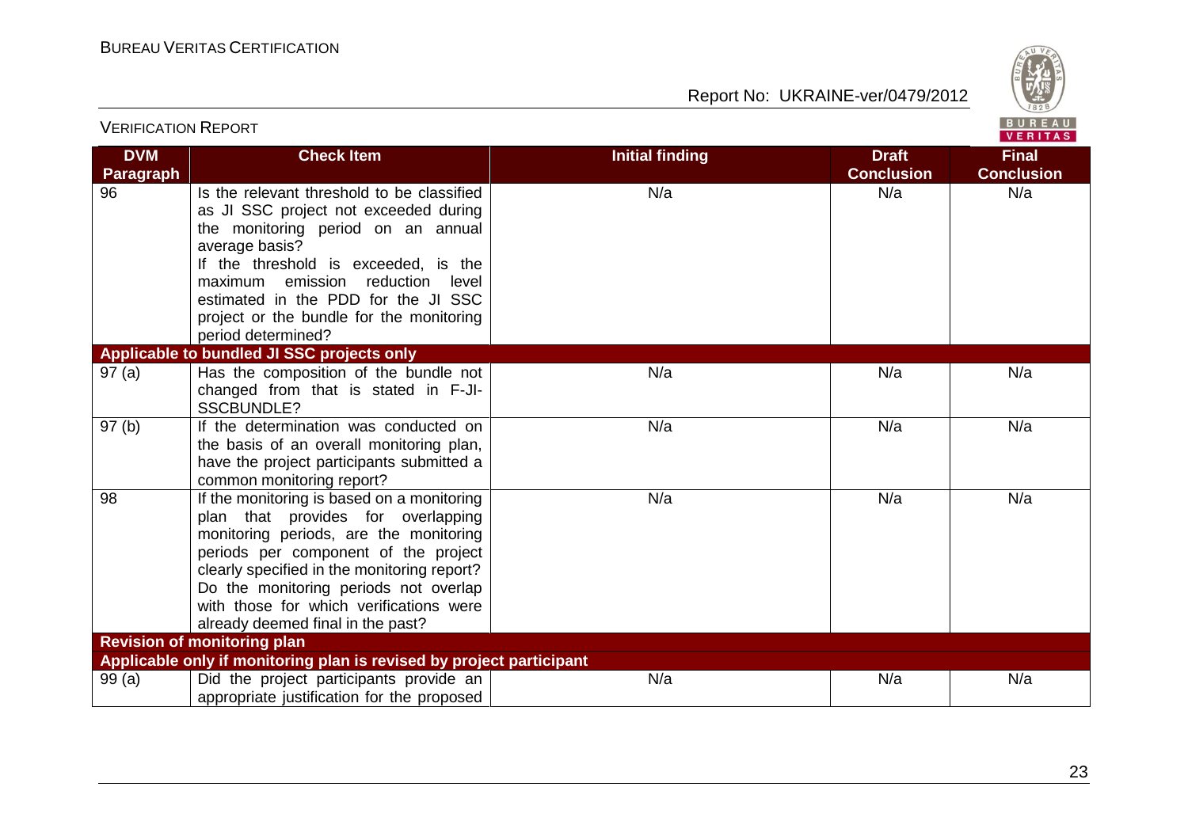| DVM Paragraph | Check Item | Initial finding | Draft Conclusion | Final Conclusion |
|---|---|---|---|---|
| 96 | Is the relevant threshold to be classified as JI SSC project not exceeded during the monitoring period on an annual average basis? If the threshold is exceeded, is the maximum emission reduction level estimated in the PDD for the JI SSC project or the bundle for the monitoring period determined? | N/a | N/a | N/a |
| **Applicable to bundled JI SSC projects only** | | | | |
| 97 (a) | Has the composition of the bundle not changed from that is stated in F-JI-SSCBUNDLE? | N/a | N/a | N/a |
| 97 (b) | If the determination was conducted on the basis of an overall monitoring plan, have the project participants submitted a common monitoring report? | N/a | N/a | N/a |
| 98 | If the monitoring is based on a monitoring plan that provides for overlapping monitoring periods, are the monitoring periods per component of the project clearly specified in the monitoring report? Do the monitoring periods not overlap with those for which verifications were already deemed final in the past? | N/a | N/a | N/a |
| **Revision of monitoring plan** | | | | |
| **Applicable only if monitoring plan is revised by project participant** | | | | |
| 99 (a) | Did the project participants provide an appropriate justification for the proposed | N/a | N/a | N/a |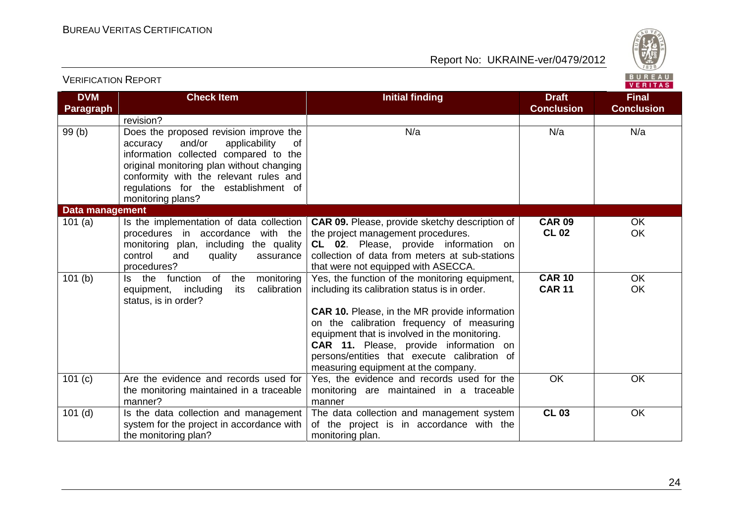| DVM Paragraph | Check Item | Initial finding | Draft Conclusion | Final Conclusion |
|---|---|---|---|---|
| | revision? | | | |
| 99 (b) | Does the proposed revision improve the accuracy and/or applicability of information collected compared to the original monitoring plan without changing conformity with the relevant rules and regulations for the establishment of monitoring plans? | N/a | N/a | N/a |
| **Data management** | | | | |
| 101 (a) | Is the implementation of data collection procedures in accordance with the monitoring plan, including the quality control and quality assurance procedures? | **CAR 09.** Please, provide sketchy description of the project management procedures. **CL 02**. Please, provide information on collection of data from meters at sub-stations that were not equipped with ASECCA. | **CAR 09** **CL 02** | OK OK |
| 101 (b) | Is the function of the monitoring equipment, including its calibration status, is in order? | Yes, the function of the monitoring equipment, including its calibration status is in order. **CAR 10.** Please, in the MR provide information on the calibration frequency of measuring equipment that is involved in the monitoring. **CAR 11.** Please, provide information on persons/entities that execute calibration of measuring equipment at the company. | **CAR 10** **CAR 11** | OK OK |
| 101 (c) | Are the evidence and records used for the monitoring maintained in a traceable manner? | Yes, the evidence and records used for the monitoring are maintained in a traceable manner | OK | OK |
| 101 (d) | Is the data collection and management system for the project in accordance with the monitoring plan? | The data collection and management system of the project is in accordance with the monitoring plan. | **CL 03** | OK |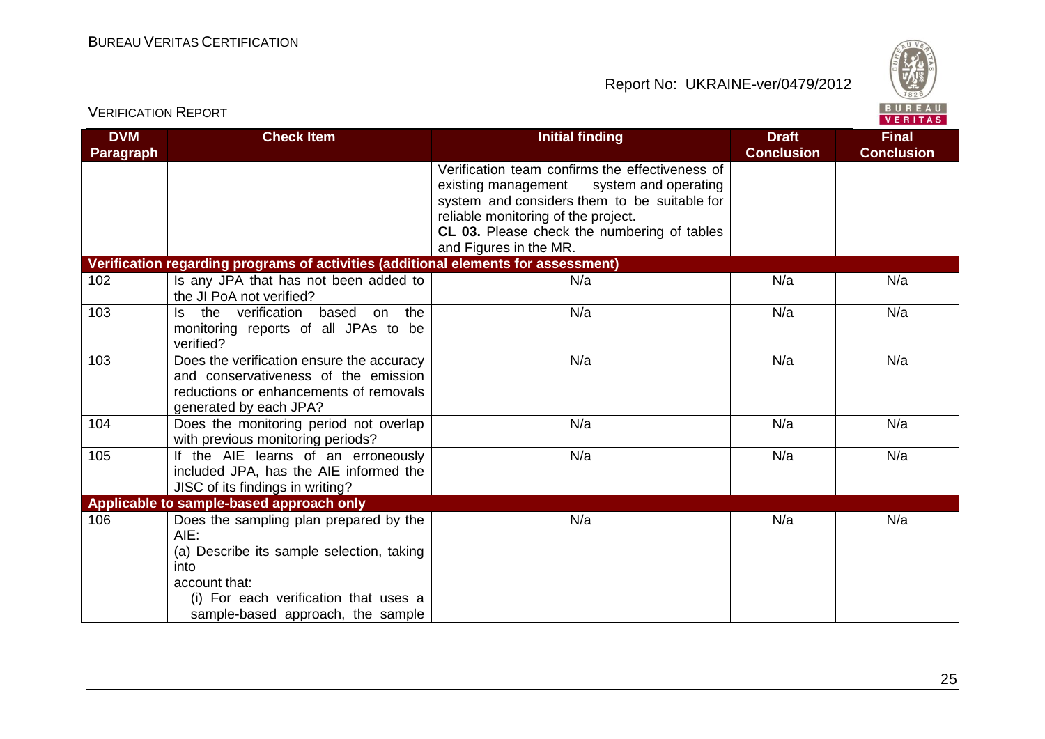| DVM Paragraph | Check Item | Initial finding | Draft Conclusion | Final Conclusion |
|---|---|---|---|---|
| | | Verification team confirms the effectiveness of existing management system and operating system and considers them to be suitable for reliable monitoring of the project. **CL 03.** Please check the numbering of tables and Figures in the MR. | | |
| **Verification regarding programs of activities (additional elements for assessment)** | | | | |
| 102 | Is any JPA that has not been added to the JI PoA not verified? | N/a | N/a | N/a |
| 103 | Is the verification based on the monitoring reports of all JPAs to be verified? | N/a | N/a | N/a |
| 103 | Does the verification ensure the accuracy and conservativeness of the emission reductions or enhancements of removals generated by each JPA? | N/a | N/a | N/a |
| 104 | Does the monitoring period not overlap with previous monitoring periods? | N/a | N/a | N/a |
| 105 | If the AIE learns of an erroneously included JPA, has the AIE informed the JISC of its findings in writing? | N/a | N/a | N/a |
| **Applicable to sample-based approach only** | | | | |
| 106 | Does the sampling plan prepared by the AIE:<br>(a) Describe its sample selection, taking into account that:<br>(i) For each verification that uses a sample-based approach, the sample | N/a | N/a | N/a |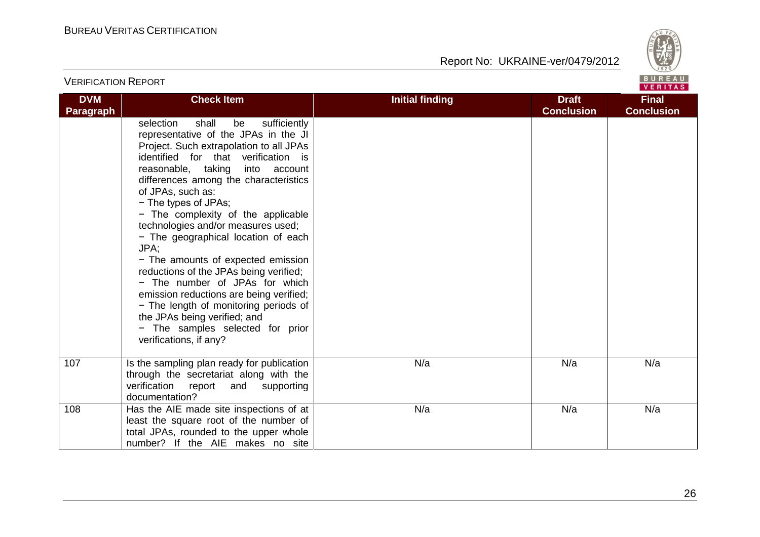| DVM Paragraph | Check Item | Initial finding | Draft Conclusion | Final Conclusion |
|---|---|---|---|---|
| | selection shall be sufficiently representative of the JPAs in the JI Project. Such extrapolation to all JPAs identified for that verification is reasonable, taking into account differences among the characteristics of JPAs, such as:<br>− The types of JPAs;<br>− The complexity of the applicable technologies and/or measures used;<br>− The geographical location of each JPA;<br>− The amounts of expected emission reductions of the JPAs being verified;<br>− The number of JPAs for which emission reductions are being verified;<br>− The length of monitoring periods of the JPAs being verified; and<br>− The samples selected for prior verifications, if any? | | | |
| 107 | Is the sampling plan ready for publication through the secretariat along with the verification report and supporting documentation? | N/a | N/a | N/a |
| 108 | Has the AIE made site inspections of at least the square root of the number of total JPAs, rounded to the upper whole number? If the AIE makes no site | N/a | N/a | N/a |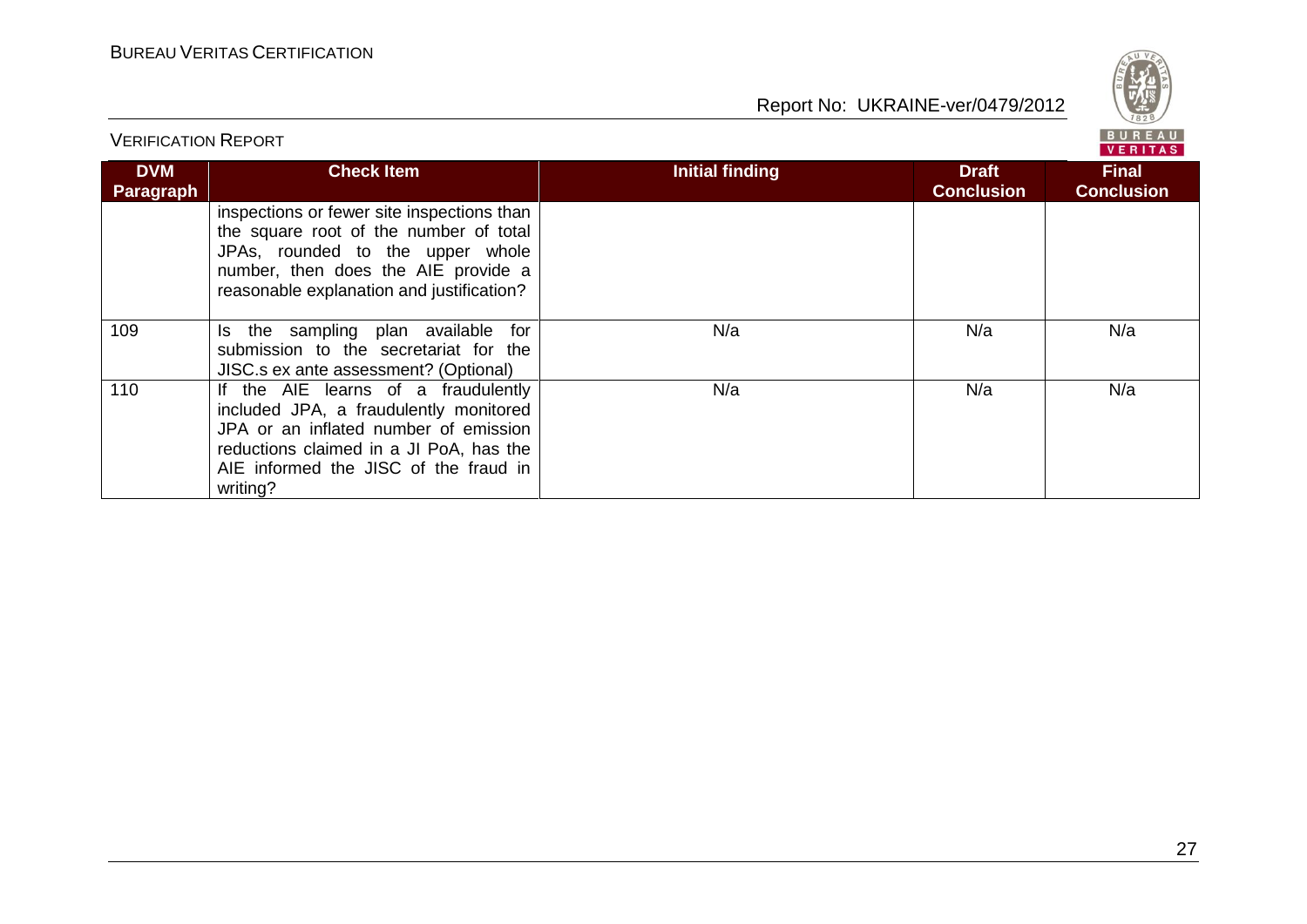| DVM Paragraph | Check Item | Initial finding | Draft Conclusion | Final Conclusion |
|---|---|---|---|---|
| | inspections or fewer site inspections than the square root of the number of total JPAs, rounded to the upper whole number, then does the AIE provide a reasonable explanation and justification? | | | |
| 109 | Is the sampling plan available for submission to the secretariat for the JISC.s ex ante assessment? (Optional) | N/a | N/a | N/a |
| 110 | If the AIE learns of a fraudulently included JPA, a fraudulently monitored JPA or an inflated number of emission reductions claimed in a JI PoA, has the AIE informed the JISC of the fraud in writing? | N/a | N/a | N/a |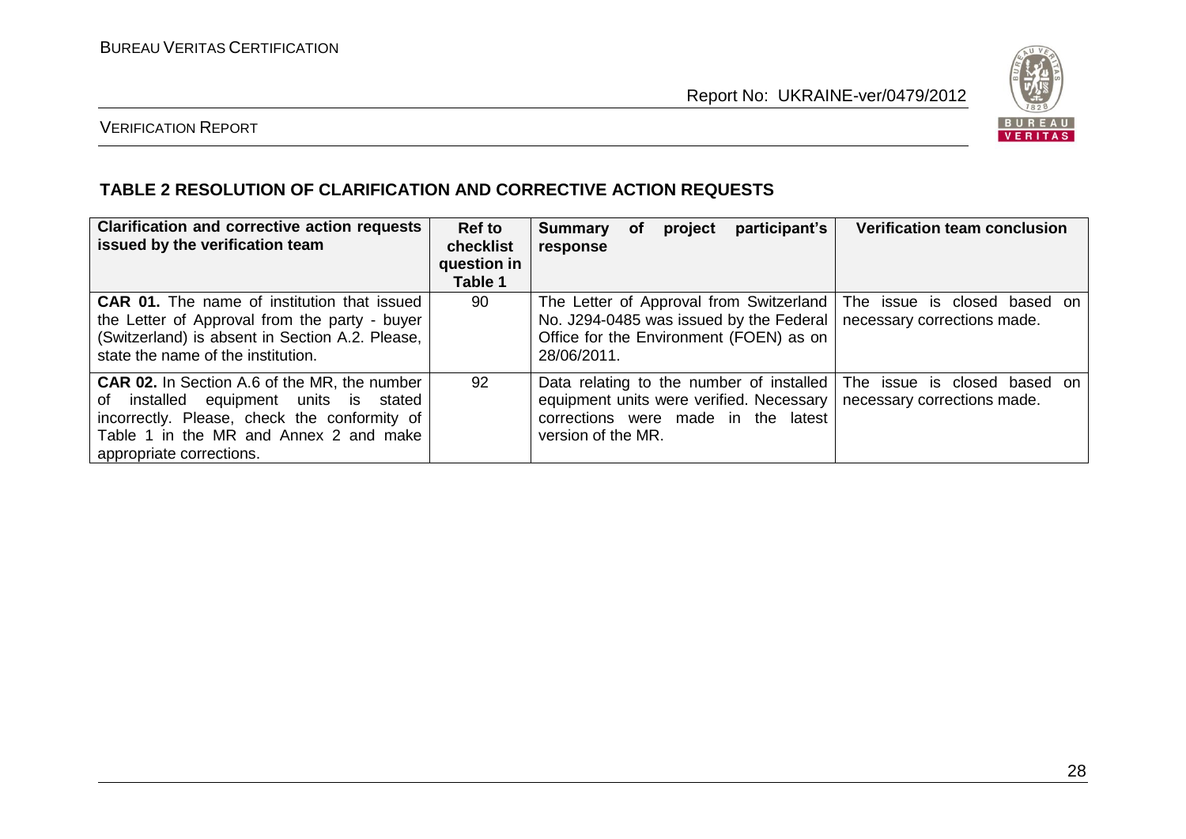## TABLE 2 RESOLUTION OF CLARIFICATION AND CORRECTIVE ACTION REQUESTS

| Clarification and corrective action requests issued by the verification team | Ref to checklist question in Table 1 | Summary of project participant's response | Verification team conclusion |
|---|---|---|---|
| **CAR 01.** The name of institution that issued the Letter of Approval from the party - buyer (Switzerland) is absent in Section A.2. Please, state the name of the institution. | 90 | The Letter of Approval from Switzerland No. J294-0485 was issued by the Federal Office for the Environment (FOEN) as on 28/06/2011. | The issue is closed based on necessary corrections made. |
| **CAR 02.** In Section A.6 of the MR, the number of installed equipment units is stated incorrectly. Please, check the conformity of Table 1 in the MR and Annex 2 and make appropriate corrections. | 92 | Data relating to the number of installed equipment units were verified. Necessary corrections were made in the latest version of the MR. | The issue is closed based on necessary corrections made. |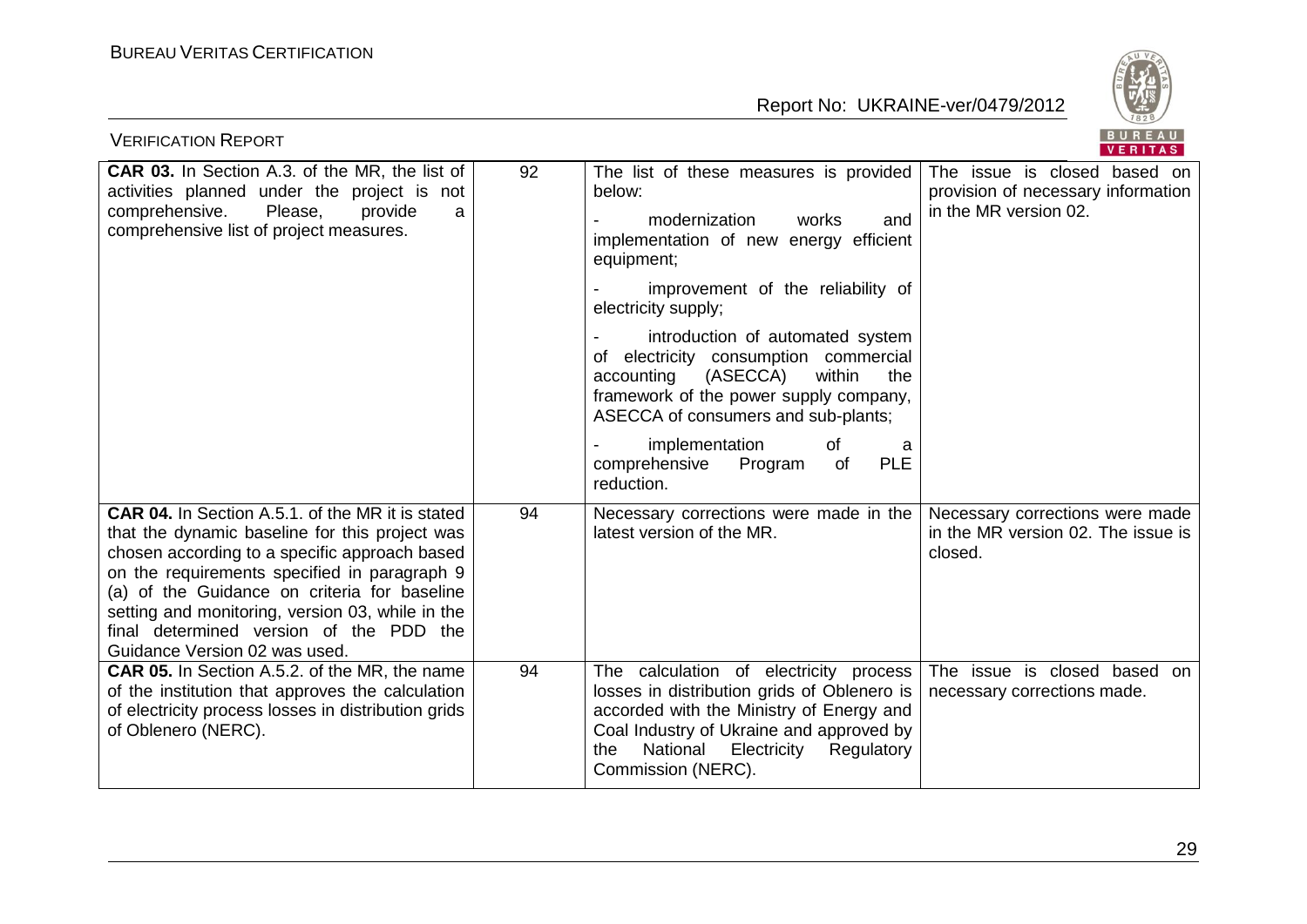| CAR 03. In Section A.3. of the MR, the list of activities planned under the project is not comprehensive. Please, provide a comprehensive list of project measures. | 92 | The list of these measures is provided below:<br>- modernization works and implementation of new energy efficient equipment;<br>- improvement of the reliability of electricity supply;<br>- introduction of automated system of electricity consumption commercial accounting (ASECCA) within the framework of the power supply company, ASECCA of consumers and sub-plants;<br>- implementation of a comprehensive Program of PLE reduction. | The issue is closed based on provision of necessary information in the MR version 02. |
|---|---|---|---|
| **CAR 04.** In Section A.5.1. of the MR it is stated that the dynamic baseline for this project was chosen according to a specific approach based on the requirements specified in paragraph 9 (a) of the Guidance on criteria for baseline setting and monitoring, version 03, while in the final determined version of the PDD the Guidance Version 02 was used. | 94 | Necessary corrections were made in the latest version of the MR. | Necessary corrections were made in the MR version 02. The issue is closed. |
| **CAR 05.** In Section A.5.2. of the MR, the name of the institution that approves the calculation of electricity process losses in distribution grids of Oblenero (NERC). | 94 | The calculation of electricity process losses in distribution grids of Oblenero is accorded with the Ministry of Energy and Coal Industry of Ukraine and approved by the National Electricity Regulatory Commission (NERC). | The issue is closed based on necessary corrections made. |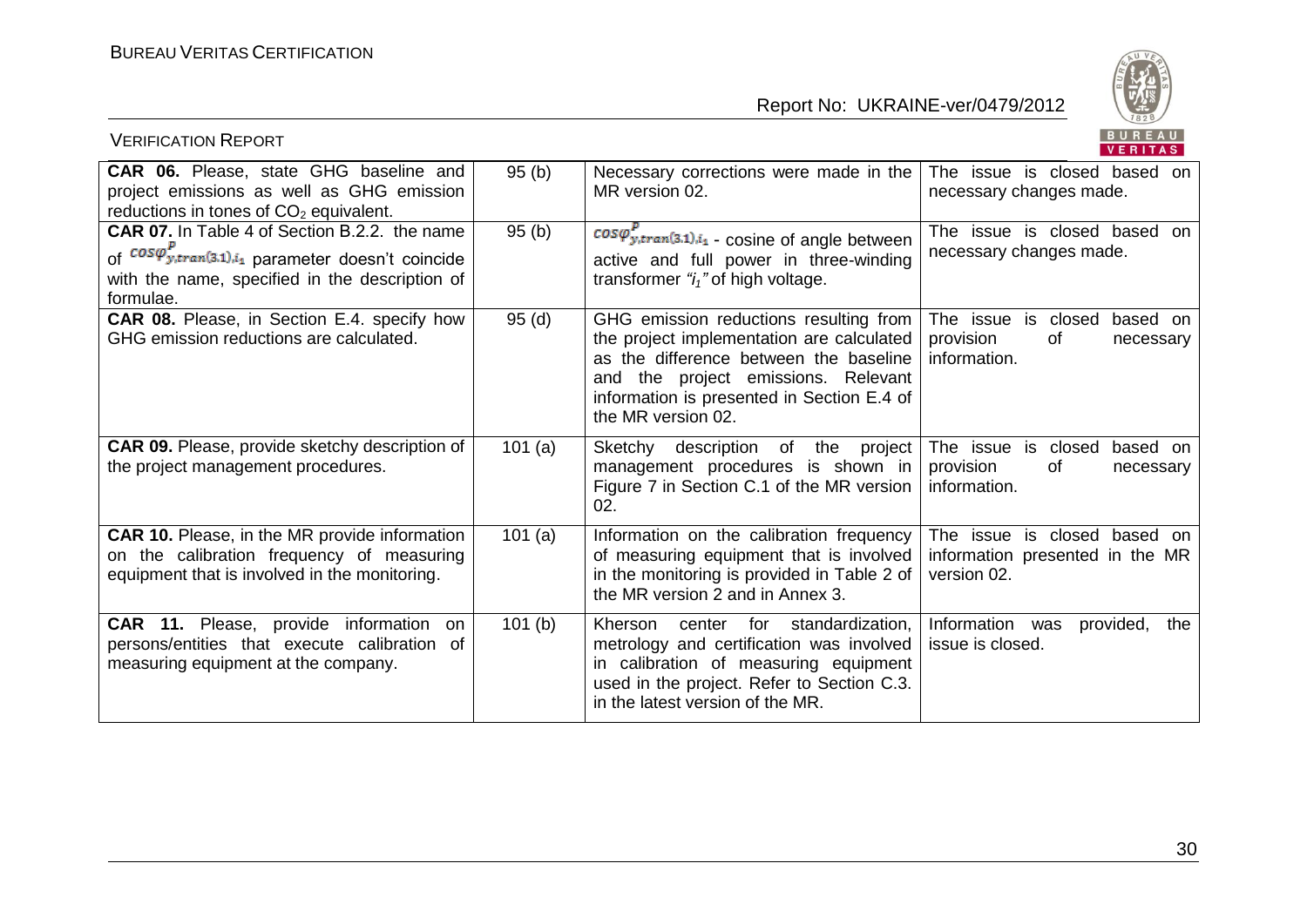| CAR 06. Please, state GHG baseline and project emissions as well as GHG emission reductions in tones of $CO_2$ equivalent. | 95 (b) | Necessary corrections were made in the MR version 02. | The issue is closed based on necessary changes made. |
|---|---|---|---|
| **CAR 07.** In Table 4 of Section B.2.2. the name of $cos\varphi^{P}_{y,tran(3.1),i_1}$ parameter doesn't coincide with the name, specified in the description of formulae. | 95 (b) | $cos\varphi^{P}_{y,tran(3.1),i_1}$ - cosine of angle between active and full power in three-winding transformer "$i_1$" of high voltage. | The issue is closed based on necessary changes made. |
| **CAR 08.** Please, in Section E.4. specify how GHG emission reductions are calculated. | 95 (d) | GHG emission reductions resulting from the project implementation are calculated as the difference between the baseline and the project emissions. Relevant information is presented in Section E.4 of the MR version 02. | The issue is closed based on provision of necessary information. |
| **CAR 09.** Please, provide sketchy description of the project management procedures. | 101 (a) | Sketchy description of the project management procedures is shown in Figure 7 in Section C.1 of the MR version 02. | The issue is closed based on provision of necessary information. |
| **CAR 10.** Please, in the MR provide information on the calibration frequency of measuring equipment that is involved in the monitoring. | 101 (a) | Information on the calibration frequency of measuring equipment that is involved in the monitoring is provided in Table 2 of the MR version 2 and in Annex 3. | The issue is closed based on information presented in the MR version 02. |
| **CAR 11.** Please, provide information on persons/entities that execute calibration of measuring equipment at the company. | 101 (b) | Kherson center for standardization, metrology and certification was involved in calibration of measuring equipment used in the project. Refer to Section C.3. in the latest version of the MR. | Information was provided, the issue is closed. |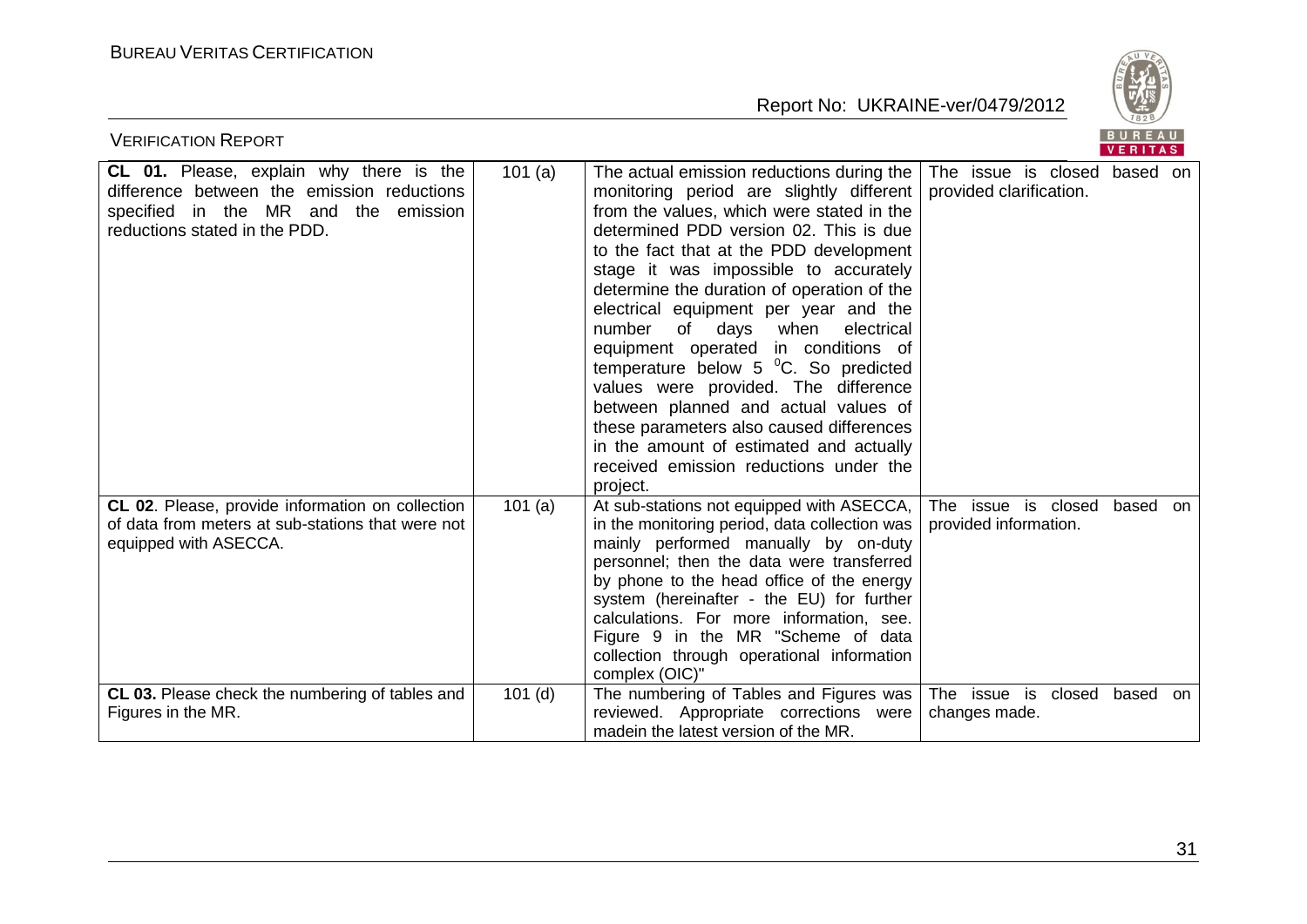| | | | |
|---|---|---|---|
| **CL 01.** Please, explain why there is the difference between the emission reductions specified in the MR and the emission reductions stated in the PDD. | 101 (a) | The actual emission reductions during the monitoring period are slightly different from the values, which were stated in the determined PDD version 02. This is due to the fact that at the PDD development stage it was impossible to accurately determine the duration of operation of the electrical equipment per year and the number of days when electrical equipment operated in conditions of temperature below 5 $^0$C. So predicted values were provided. The difference between planned and actual values of these parameters also caused differences in the amount of estimated and actually received emission reductions under the project. | The issue is closed based on provided clarification. |
| **CL 02**. Please, provide information on collection of data from meters at sub-stations that were not equipped with ASECCA. | 101 (a) | At sub-stations not equipped with ASECCA, in the monitoring period, data collection was mainly performed manually by on-duty personnel; then the data were transferred by phone to the head office of the energy system (hereinafter - the EU) for further calculations. For more information, see. Figure 9 in the MR "Scheme of data collection through operational information complex (OIC)" | The issue is closed based on provided information. |
| **CL 03.** Please check the numbering of tables and Figures in the MR. | 101 (d) | The numbering of Tables and Figures was reviewed. Appropriate corrections were madein the latest version of the MR. | The issue is closed based on changes made. |